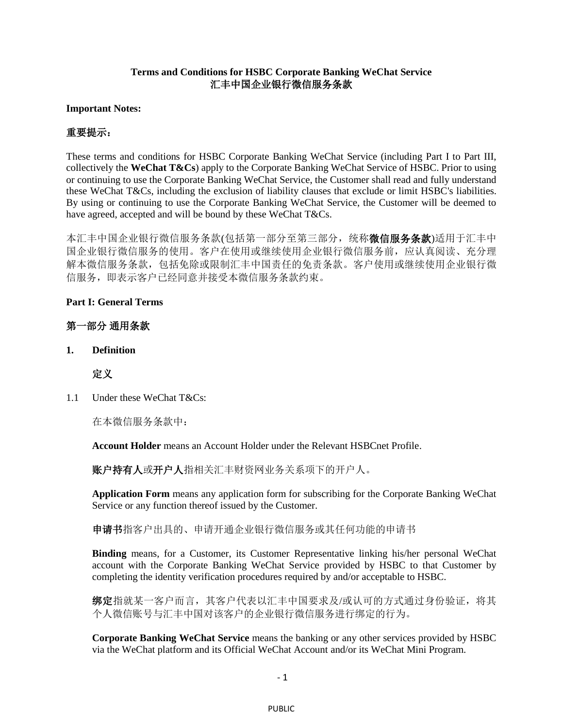# Terms and Conditions for HSBC Corporate Banking WeChat Service
# 汇丰中国企业银行微信服务条款

**Important Notes:**

**重要提示：**

These terms and conditions for HSBC Corporate Banking WeChat Service (including Part I to Part III, collectively the **WeChat T&Cs**) apply to the Corporate Banking WeChat Service of HSBC. Prior to using or continuing to use the Corporate Banking WeChat Service, the Customer shall read and fully understand these WeChat T&Cs, including the exclusion of liability clauses that exclude or limit HSBC's liabilities. By using or continuing to use the Corporate Banking WeChat Service, the Customer will be deemed to have agreed, accepted and will be bound by these WeChat T&Cs.

本汇丰中国企业银行微信服务条款(包括第一部分至第三部分，统称**微信服务条款**)适用于汇丰中国企业银行微信服务的使用。客户在使用或继续使用企业银行微信服务前，应认真阅读、充分理解本微信服务条款，包括免除或限制汇丰中国责任的免责条款。客户使用或继续使用企业银行微信服务，即表示客户已经同意并接受本微信服务条款约束。

## Part I: General Terms

## 第一部分 通用条款

### 1. Definition

### 定义

1.1 Under these WeChat T&Cs:

在本微信服务条款中：

**Account Holder** means an Account Holder under the Relevant HSBCnet Profile.

**账户持有人**或**开户人**指相关汇丰财资网业务关系项下的开户人。

**Application Form** means any application form for subscribing for the Corporate Banking WeChat Service or any function thereof issued by the Customer.

**申请书**指客户出具的、申请开通企业银行微信服务或其任何功能的申请书

**Binding** means, for a Customer, its Customer Representative linking his/her personal WeChat account with the Corporate Banking WeChat Service provided by HSBC to that Customer by completing the identity verification procedures required by and/or acceptable to HSBC.

**绑定**指就某一客户而言，其客户代表以汇丰中国要求及/或认可的方式通过身份验证，将其个人微信账号与汇丰中国对该客户的企业银行微信服务进行绑定的行为。

**Corporate Banking WeChat Service** means the banking or any other services provided by HSBC via the WeChat platform and its Official WeChat Account and/or its WeChat Mini Program.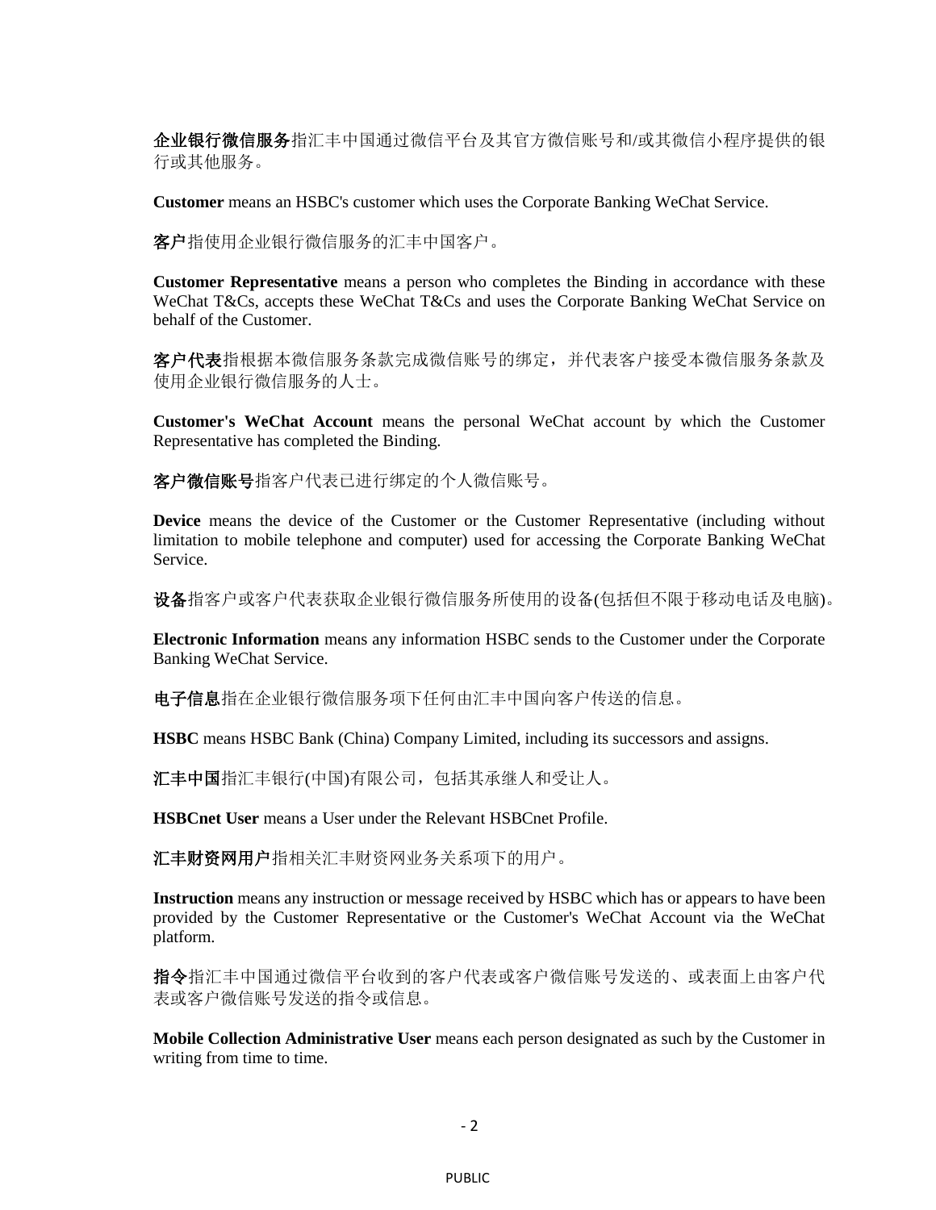**企业银行微信服务**指汇丰中国通过微信平台及其官方微信账号和/或其微信小程序提供的银行或其他服务。

**Customer** means an HSBC's customer which uses the Corporate Banking WeChat Service.

**客户**指使用企业银行微信服务的汇丰中国客户。

**Customer Representative** means a person who completes the Binding in accordance with these WeChat T&Cs, accepts these WeChat T&Cs and uses the Corporate Banking WeChat Service on behalf of the Customer.

**客户代表**指根据本微信服务条款完成微信账号的绑定，并代表客户接受本微信服务条款及使用企业银行微信服务的人士。

**Customer's WeChat Account** means the personal WeChat account by which the Customer Representative has completed the Binding.

**客户微信账号**指客户代表已进行绑定的个人微信账号。

**Device** means the device of the Customer or the Customer Representative (including without limitation to mobile telephone and computer) used for accessing the Corporate Banking WeChat Service.

**设备**指客户或客户代表获取企业银行微信服务所使用的设备(包括但不限于移动电话及电脑)。

**Electronic Information** means any information HSBC sends to the Customer under the Corporate Banking WeChat Service.

**电子信息**指在企业银行微信服务项下任何由汇丰中国向客户传送的信息。

**HSBC** means HSBC Bank (China) Company Limited, including its successors and assigns.

**汇丰中国**指汇丰银行(中国)有限公司，包括其承继人和受让人。

**HSBCnet User** means a User under the Relevant HSBCnet Profile.

**汇丰财资网用户**指相关汇丰财资网业务关系项下的用户。

**Instruction** means any instruction or message received by HSBC which has or appears to have been provided by the Customer Representative or the Customer's WeChat Account via the WeChat platform.

**指令**指汇丰中国通过微信平台收到的客户代表或客户微信账号发送的、或表面上由客户代表或客户微信账号发送的指令或信息。

**Mobile Collection Administrative User** means each person designated as such by the Customer in writing from time to time.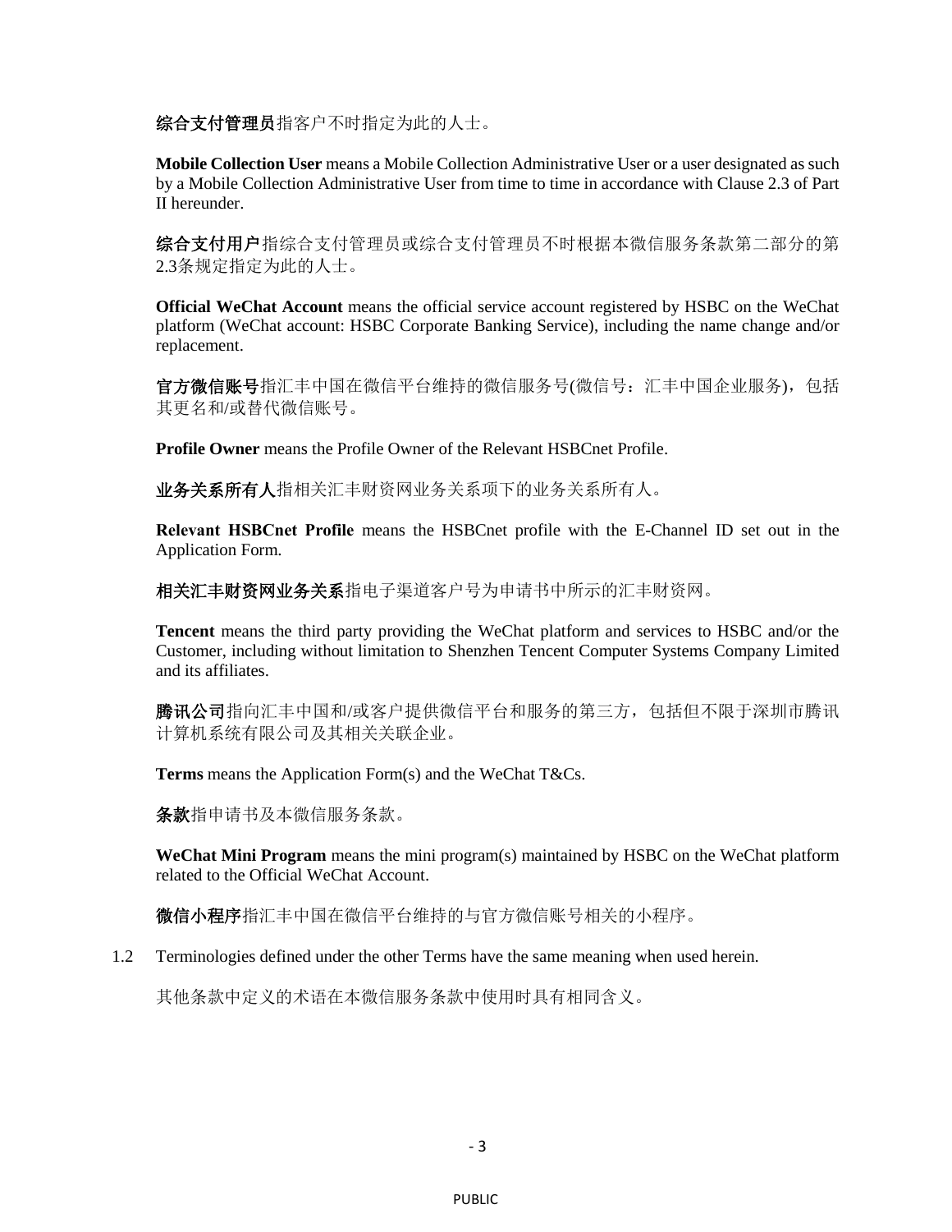**综合支付管理员**指客户不时指定为此的人士。

**Mobile Collection User** means a Mobile Collection Administrative User or a user designated as such by a Mobile Collection Administrative User from time to time in accordance with Clause 2.3 of Part II hereunder.

**综合支付用户**指综合支付管理员或综合支付管理员不时根据本微信服务条款第二部分的第2.3条规定指定为此的人士。

**Official WeChat Account** means the official service account registered by HSBC on the WeChat platform (WeChat account: HSBC Corporate Banking Service), including the name change and/or replacement.

**官方微信账号**指汇丰中国在微信平台维持的微信服务号(微信号：汇丰中国企业服务)，包括其更名和/或替代微信账号。

**Profile Owner** means the Profile Owner of the Relevant HSBCnet Profile.

**业务关系所有人**指相关汇丰财资网业务关系项下的业务关系所有人。

**Relevant HSBCnet Profile** means the HSBCnet profile with the E-Channel ID set out in the Application Form.

**相关汇丰财资网业务关系**指电子渠道客户号为申请书中所示的汇丰财资网。

**Tencent** means the third party providing the WeChat platform and services to HSBC and/or the Customer, including without limitation to Shenzhen Tencent Computer Systems Company Limited and its affiliates.

**腾讯公司**指向汇丰中国和/或客户提供微信平台和服务的第三方，包括但不限于深圳市腾讯计算机系统有限公司及其相关关联企业。

**Terms** means the Application Form(s) and the WeChat T&Cs.

**条款**指申请书及本微信服务条款。

**WeChat Mini Program** means the mini program(s) maintained by HSBC on the WeChat platform related to the Official WeChat Account.

**微信小程序**指汇丰中国在微信平台维持的与官方微信账号相关的小程序。

1.2 Terminologies defined under the other Terms have the same meaning when used herein.

其他条款中定义的术语在本微信服务条款中使用时具有相同含义。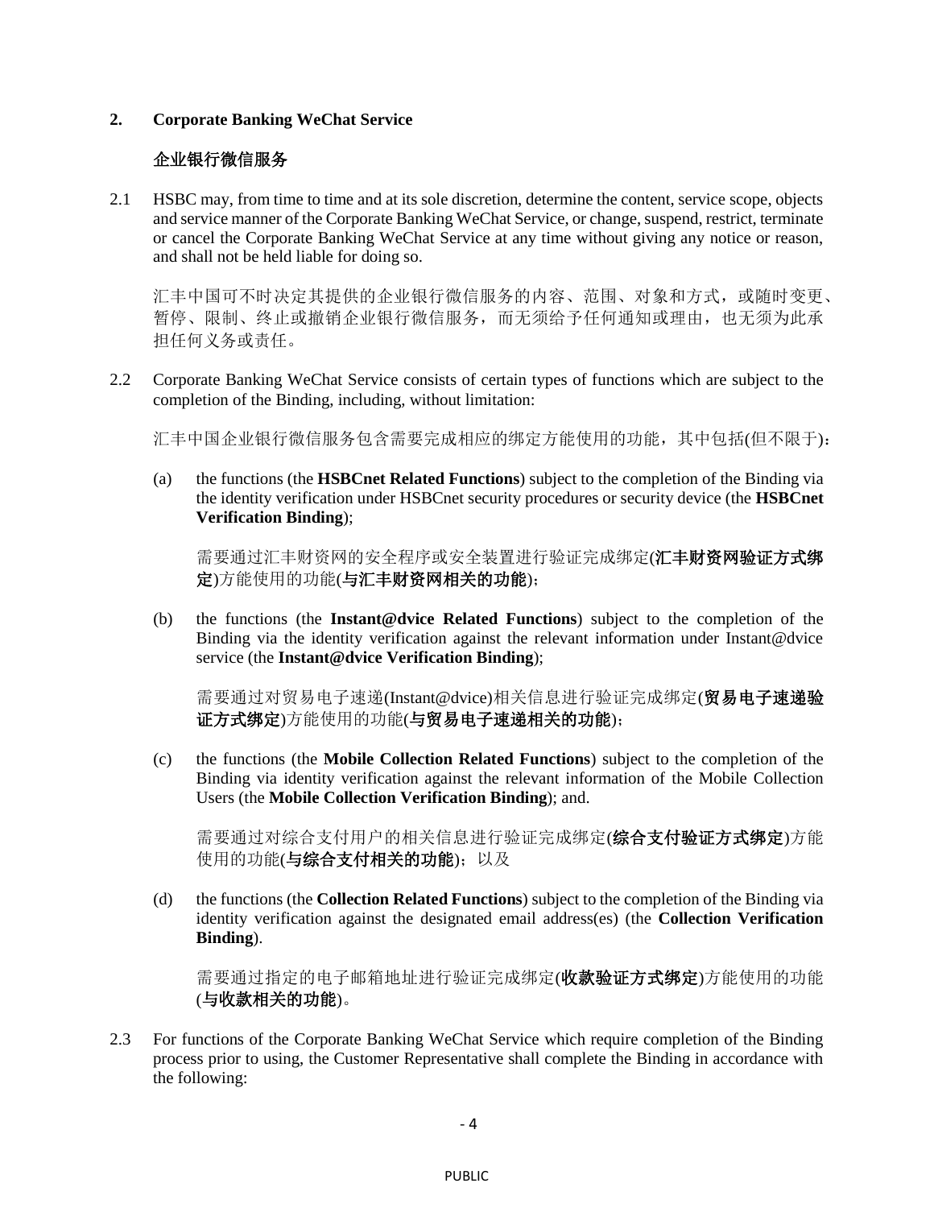## 2. Corporate Banking WeChat Service

## 企业银行微信服务

2.1 HSBC may, from time to time and at its sole discretion, determine the content, service scope, objects and service manner of the Corporate Banking WeChat Service, or change, suspend, restrict, terminate or cancel the Corporate Banking WeChat Service at any time without giving any notice or reason, and shall not be held liable for doing so.

汇丰中国可不时决定其提供的企业银行微信服务的内容、范围、对象和方式，或随时变更、暂停、限制、终止或撤销企业银行微信服务，而无须给予任何通知或理由，也无须为此承担任何义务或责任。

2.2 Corporate Banking WeChat Service consists of certain types of functions which are subject to the completion of the Binding, including, without limitation:

汇丰中国企业银行微信服务包含需要完成相应的绑定方能使用的功能，其中包括(但不限于)：

(a) the functions (the **HSBCnet Related Functions**) subject to the completion of the Binding via the identity verification under HSBCnet security procedures or security device (the **HSBCnet Verification Binding**);

需要通过汇丰财资网的安全程序或安全装置进行验证完成绑定(**汇丰财资网验证方式绑定**)方能使用的功能(**与汇丰财资网相关的功能**)；

(b) the functions (the **Instant@dvice Related Functions**) subject to the completion of the Binding via the identity verification against the relevant information under Instant@dvice service (the **Instant@dvice Verification Binding**);

需要通过对贸易电子速递(Instant@dvice)相关信息进行验证完成绑定(**贸易电子速递验证方式绑定**)方能使用的功能(**与贸易电子速递相关的功能**)；

(c) the functions (the **Mobile Collection Related Functions**) subject to the completion of the Binding via identity verification against the relevant information of the Mobile Collection Users (the **Mobile Collection Verification Binding**); and.

需要通过对综合支付用户的相关信息进行验证完成绑定(**综合支付验证方式绑定**)方能使用的功能(**与综合支付相关的功能**)；以及

(d) the functions (the **Collection Related Functions**) subject to the completion of the Binding via identity verification against the designated email address(es) (the **Collection Verification Binding**).

需要通过指定的电子邮箱地址进行验证完成绑定(**收款验证方式绑定**)方能使用的功能(**与收款相关的功能**)。

2.3 For functions of the Corporate Banking WeChat Service which require completion of the Binding process prior to using, the Customer Representative shall complete the Binding in accordance with the following: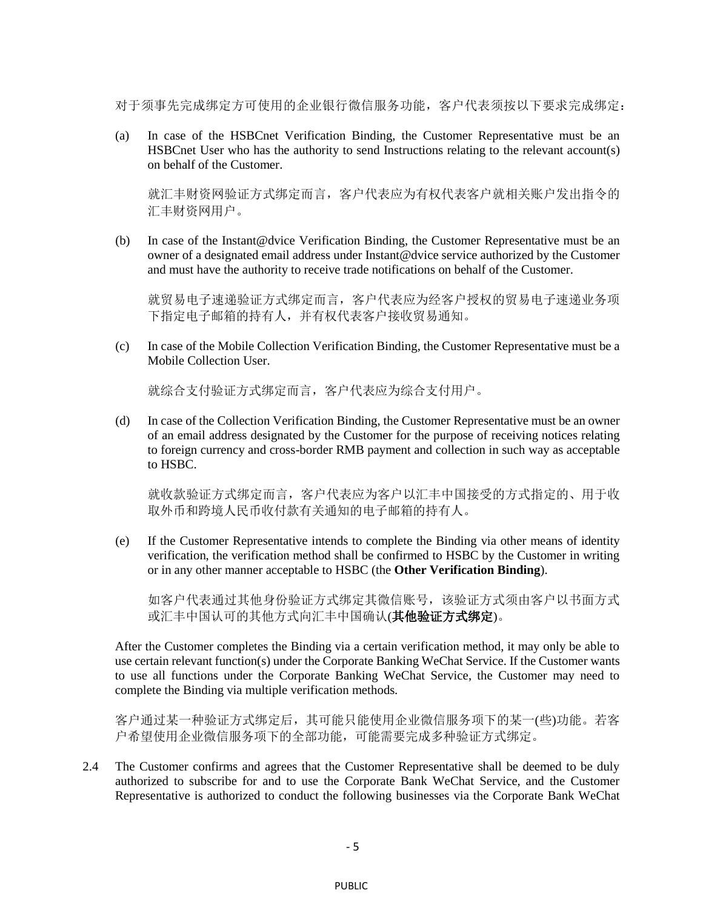对于须事先完成绑定方可使用的企业银行微信服务功能，客户代表须按以下要求完成绑定：

(a) In case of the HSBCnet Verification Binding, the Customer Representative must be an HSBCnet User who has the authority to send Instructions relating to the relevant account(s) on behalf of the Customer.

就汇丰财资网验证方式绑定而言，客户代表应为有权代表客户就相关账户发出指令的汇丰财资网用户。

(b) In case of the Instant@dvice Verification Binding, the Customer Representative must be an owner of a designated email address under Instant@dvice service authorized by the Customer and must have the authority to receive trade notifications on behalf of the Customer.

就贸易电子速递验证方式绑定而言，客户代表应为经客户授权的贸易电子速递业务项下指定电子邮箱的持有人，并有权代表客户接收贸易通知。

(c) In case of the Mobile Collection Verification Binding, the Customer Representative must be a Mobile Collection User.

就综合支付验证方式绑定而言，客户代表应为综合支付用户。

(d) In case of the Collection Verification Binding, the Customer Representative must be an owner of an email address designated by the Customer for the purpose of receiving notices relating to foreign currency and cross-border RMB payment and collection in such way as acceptable to HSBC.

就收款验证方式绑定而言，客户代表应为客户以汇丰中国接受的方式指定的、用于收取外币和跨境人民币收付款有关通知的电子邮箱的持有人。

(e) If the Customer Representative intends to complete the Binding via other means of identity verification, the verification method shall be confirmed to HSBC by the Customer in writing or in any other manner acceptable to HSBC (the **Other Verification Binding**).

如客户代表通过其他身份验证方式绑定其微信账号，该验证方式须由客户以书面方式或汇丰中国认可的其他方式向汇丰中国确认(**其他验证方式绑定**)。

After the Customer completes the Binding via a certain verification method, it may only be able to use certain relevant function(s) under the Corporate Banking WeChat Service. If the Customer wants to use all functions under the Corporate Banking WeChat Service, the Customer may need to complete the Binding via multiple verification methods.

客户通过某一种验证方式绑定后，其可能只能使用企业微信服务项下的某一(些)功能。若客户希望使用企业微信服务项下的全部功能，可能需要完成多种验证方式绑定。

2.4 The Customer confirms and agrees that the Customer Representative shall be deemed to be duly authorized to subscribe for and to use the Corporate Bank WeChat Service, and the Customer Representative is authorized to conduct the following businesses via the Corporate Bank WeChat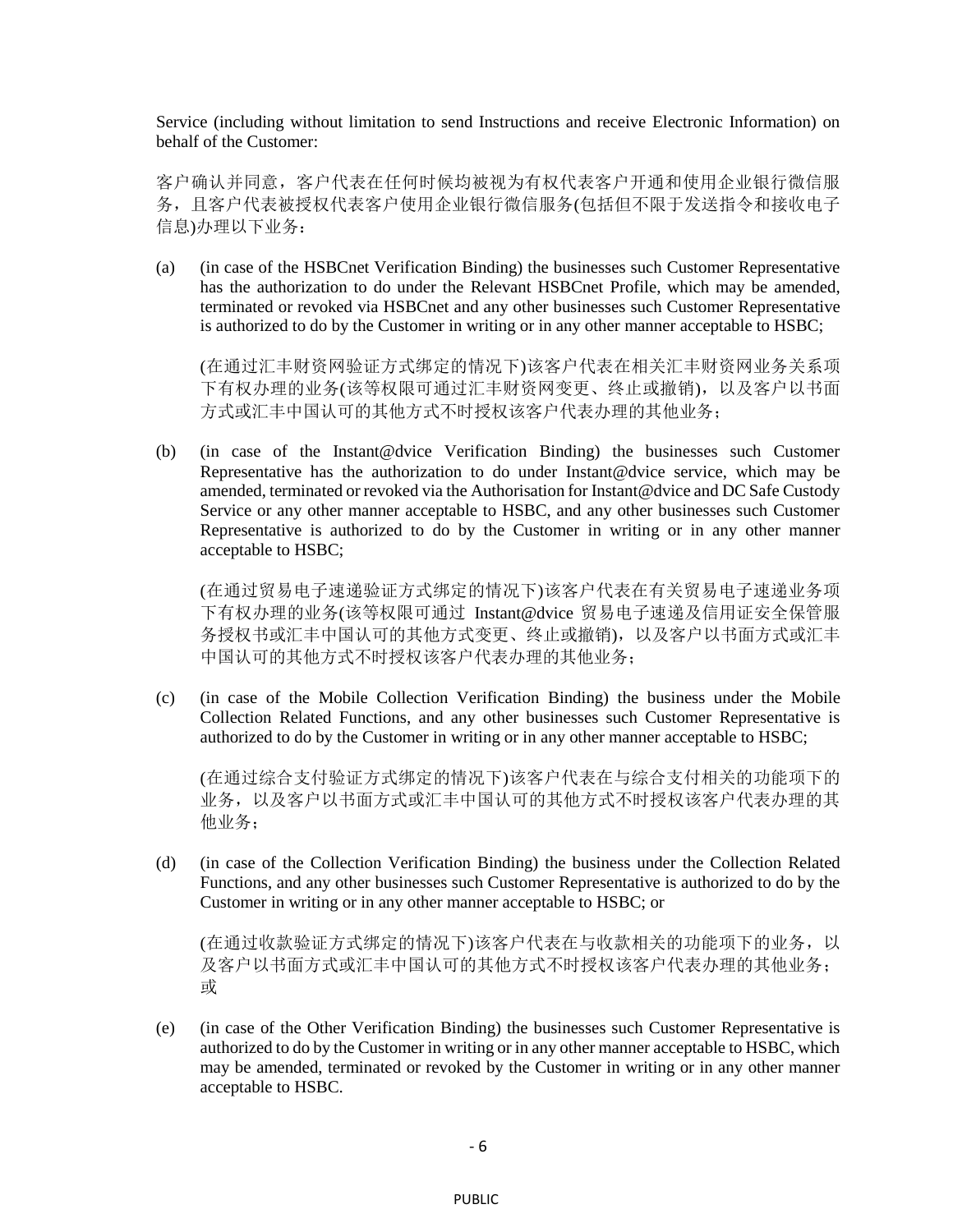Service (including without limitation to send Instructions and receive Electronic Information) on behalf of the Customer:

客户确认并同意，客户代表在任何时候均被视为有权代表客户开通和使用企业银行微信服务，且客户代表被授权代表客户使用企业银行微信服务(包括但不限于发送指令和接收电子信息)办理以下业务：

(a) (in case of the HSBCnet Verification Binding) the businesses such Customer Representative has the authorization to do under the Relevant HSBCnet Profile, which may be amended, terminated or revoked via HSBCnet and any other businesses such Customer Representative is authorized to do by the Customer in writing or in any other manner acceptable to HSBC;

(在通过汇丰财资网验证方式绑定的情况下)该客户代表在相关汇丰财资网业务关系项下有权办理的业务(该等权限可通过汇丰财资网变更、终止或撤销)，以及客户以书面方式或汇丰中国认可的其他方式不时授权该客户代表办理的其他业务；

(b) (in case of the Instant@dvice Verification Binding) the businesses such Customer Representative has the authorization to do under Instant@dvice service, which may be amended, terminated or revoked via the Authorisation for Instant@dvice and DC Safe Custody Service or any other manner acceptable to HSBC, and any other businesses such Customer Representative is authorized to do by the Customer in writing or in any other manner acceptable to HSBC;

(在通过贸易电子速递验证方式绑定的情况下)该客户代表在有关贸易电子速递业务项下有权办理的业务(该等权限可通过 Instant@dvice 贸易电子速递及信用证安全保管服务授权书或汇丰中国认可的其他方式变更、终止或撤销)，以及客户以书面方式或汇丰中国认可的其他方式不时授权该客户代表办理的其他业务；

(c) (in case of the Mobile Collection Verification Binding) the business under the Mobile Collection Related Functions, and any other businesses such Customer Representative is authorized to do by the Customer in writing or in any other manner acceptable to HSBC;

(在通过综合支付验证方式绑定的情况下)该客户代表在与综合支付相关的功能项下的业务，以及客户以书面方式或汇丰中国认可的其他方式不时授权该客户代表办理的其他业务；

(d) (in case of the Collection Verification Binding) the business under the Collection Related Functions, and any other businesses such Customer Representative is authorized to do by the Customer in writing or in any other manner acceptable to HSBC; or

(在通过收款验证方式绑定的情况下)该客户代表在与收款相关的功能项下的业务，以及客户以书面方式或汇丰中国认可的其他方式不时授权该客户代表办理的其他业务；或

(e) (in case of the Other Verification Binding) the businesses such Customer Representative is authorized to do by the Customer in writing or in any other manner acceptable to HSBC, which may be amended, terminated or revoked by the Customer in writing or in any other manner acceptable to HSBC.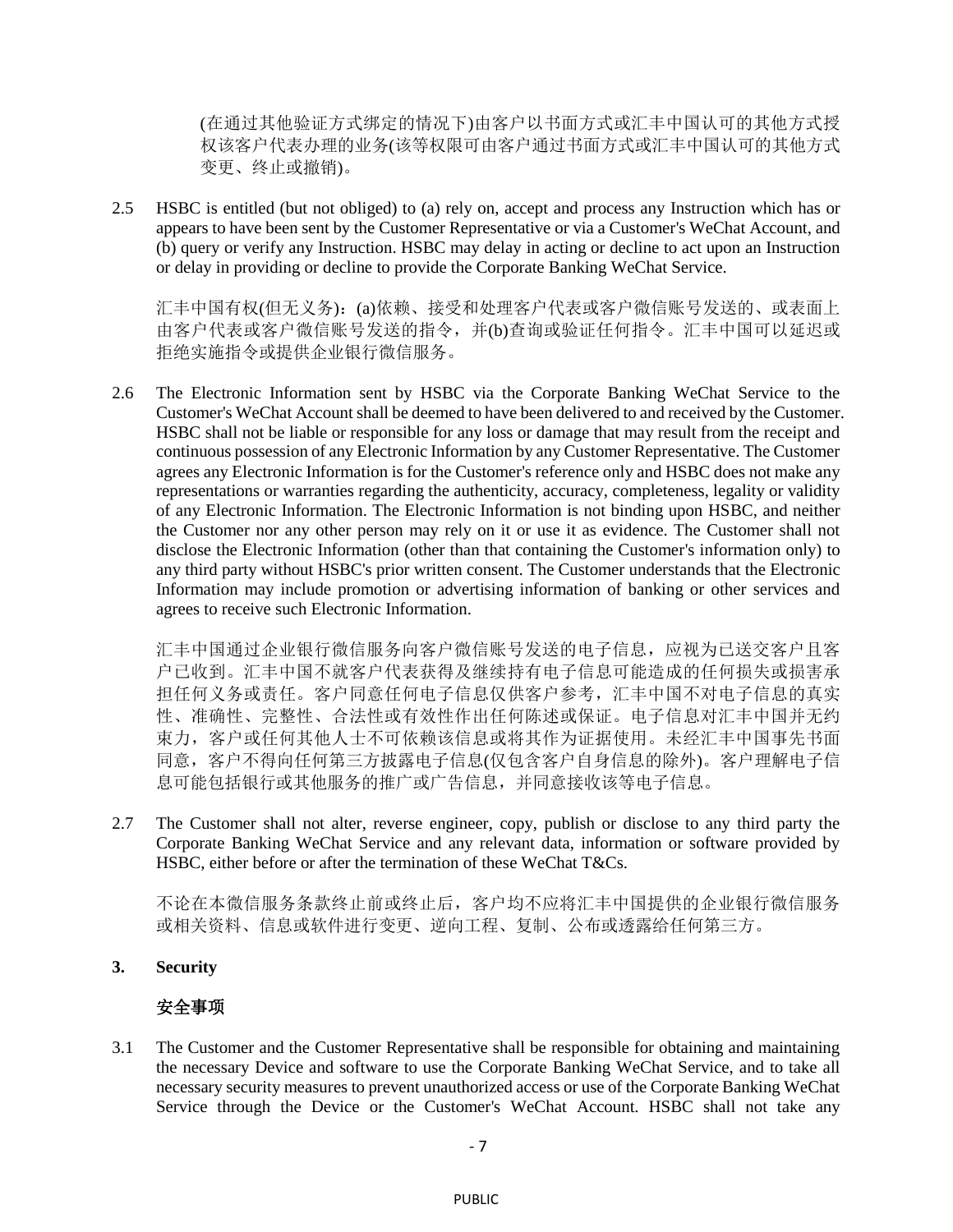(在通过其他验证方式绑定的情况下)由客户以书面方式或汇丰中国认可的其他方式授权该客户代表办理的业务(该等权限可由客户通过书面方式或汇丰中国认可的其他方式变更、终止或撤销)。

2.5 HSBC is entitled (but not obliged) to (a) rely on, accept and process any Instruction which has or appears to have been sent by the Customer Representative or via a Customer's WeChat Account, and (b) query or verify any Instruction. HSBC may delay in acting or decline to act upon an Instruction or delay in providing or decline to provide the Corporate Banking WeChat Service.

汇丰中国有权(但无义务)：(a)依赖、接受和处理客户代表或客户微信账号发送的、或表面上由客户代表或客户微信账号发送的指令，并(b)查询或验证任何指令。汇丰中国可以延迟或拒绝实施指令或提供企业银行微信服务。

2.6 The Electronic Information sent by HSBC via the Corporate Banking WeChat Service to the Customer's WeChat Account shall be deemed to have been delivered to and received by the Customer. HSBC shall not be liable or responsible for any loss or damage that may result from the receipt and continuous possession of any Electronic Information by any Customer Representative. The Customer agrees any Electronic Information is for the Customer's reference only and HSBC does not make any representations or warranties regarding the authenticity, accuracy, completeness, legality or validity of any Electronic Information. The Electronic Information is not binding upon HSBC, and neither the Customer nor any other person may rely on it or use it as evidence. The Customer shall not disclose the Electronic Information (other than that containing the Customer's information only) to any third party without HSBC's prior written consent. The Customer understands that the Electronic Information may include promotion or advertising information of banking or other services and agrees to receive such Electronic Information.

汇丰中国通过企业银行微信服务向客户微信账号发送的电子信息，应视为已送交客户且客户已收到。汇丰中国不就客户代表获得及继续持有电子信息可能造成的任何损失或损害承担任何义务或责任。客户同意任何电子信息仅供客户参考，汇丰中国不对电子信息的真实性、准确性、完整性、合法性或有效性作出任何陈述或保证。电子信息对汇丰中国并无约束力，客户或任何其他人士不可依赖该信息或将其作为证据使用。未经汇丰中国事先书面同意，客户不得向任何第三方披露电子信息(仅包含客户自身信息的除外)。客户理解电子信息可能包括银行或其他服务的推广或广告信息，并同意接收该等电子信息。

2.7 The Customer shall not alter, reverse engineer, copy, publish or disclose to any third party the Corporate Banking WeChat Service and any relevant data, information or software provided by HSBC, either before or after the termination of these WeChat T&Cs.

不论在本微信服务条款终止前或终止后，客户均不应将汇丰中国提供的企业银行微信服务或相关资料、信息或软件进行变更、逆向工程、复制、公布或透露给任何第三方。

**3. Security**

**安全事项**

3.1 The Customer and the Customer Representative shall be responsible for obtaining and maintaining the necessary Device and software to use the Corporate Banking WeChat Service, and to take all necessary security measures to prevent unauthorized access or use of the Corporate Banking WeChat Service through the Device or the Customer's WeChat Account. HSBC shall not take any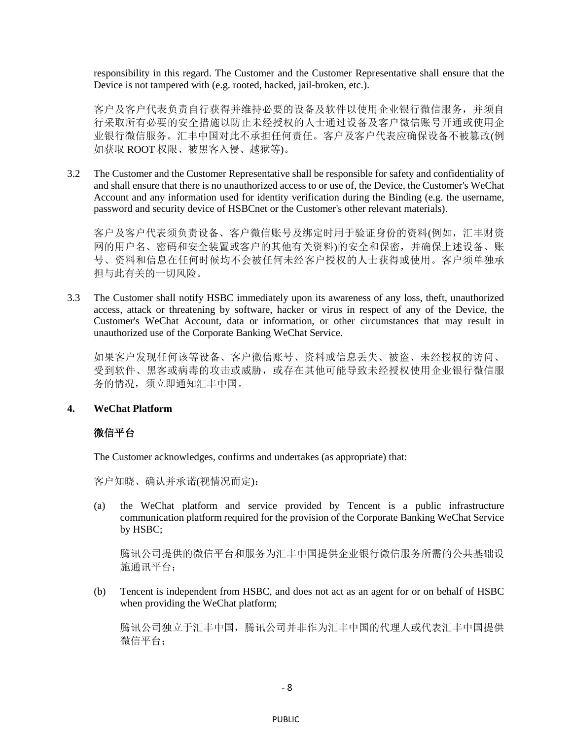responsibility in this regard. The Customer and the Customer Representative shall ensure that the Device is not tampered with (e.g. rooted, hacked, jail-broken, etc.).

客户及客户代表负责自行获得并维持必要的设备及软件以使用企业银行微信服务，并须自行采取所有必要的安全措施以防止未经授权的人士通过设备及客户微信账号开通或使用企业银行微信服务。汇丰中国对此不承担任何责任。客户及客户代表应确保设备不被篡改(例如获取 ROOT 权限、被黑客入侵、越狱等)。

3.2 The Customer and the Customer Representative shall be responsible for safety and confidentiality of and shall ensure that there is no unauthorized access to or use of, the Device, the Customer's WeChat Account and any information used for identity verification during the Binding (e.g. the username, password and security device of HSBCnet or the Customer's other relevant materials).

客户及客户代表须负责设备、客户微信账号及绑定时用于验证身份的资料(例如，汇丰财资网的用户名、密码和安全装置或客户的其他有关资料)的安全和保密，并确保上述设备、账号、资料和信息在任何时候均不会被任何未经客户授权的人士获得或使用。客户须单独承担与此有关的一切风险。

3.3 The Customer shall notify HSBC immediately upon its awareness of any loss, theft, unauthorized access, attack or threatening by software, hacker or virus in respect of any of the Device, the Customer's WeChat Account, data or information, or other circumstances that may result in unauthorized use of the Corporate Banking WeChat Service.

如果客户发现任何该等设备、客户微信账号、资料或信息丢失、被盗、未经授权的访问、受到软件、黑客或病毒的攻击或威胁，或存在其他可能导致未经授权使用企业银行微信服务的情况，须立即通知汇丰中国。

**4. WeChat Platform**

**微信平台**

The Customer acknowledges, confirms and undertakes (as appropriate) that:

客户知晓、确认并承诺(视情况而定)：

(a) the WeChat platform and service provided by Tencent is a public infrastructure communication platform required for the provision of the Corporate Banking WeChat Service by HSBC;

腾讯公司提供的微信平台和服务为汇丰中国提供企业银行微信服务所需的公共基础设施通讯平台；

(b) Tencent is independent from HSBC, and does not act as an agent for or on behalf of HSBC when providing the WeChat platform;

腾讯公司独立于汇丰中国，腾讯公司并非作为汇丰中国的代理人或代表汇丰中国提供微信平台；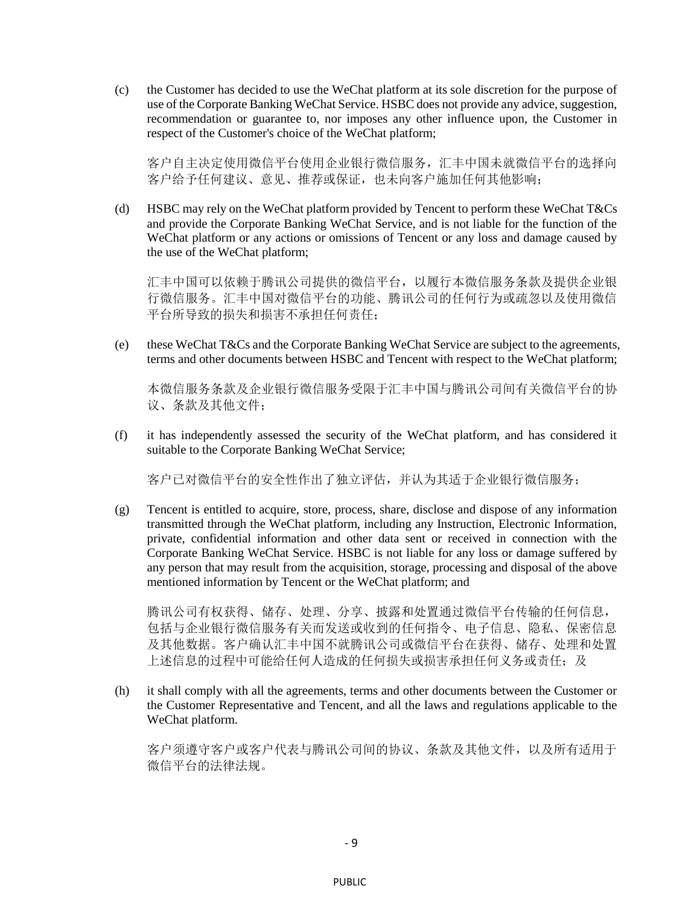(c) the Customer has decided to use the WeChat platform at its sole discretion for the purpose of use of the Corporate Banking WeChat Service. HSBC does not provide any advice, suggestion, recommendation or guarantee to, nor imposes any other influence upon, the Customer in respect of the Customer's choice of the WeChat platform;

客户自主决定使用微信平台使用企业银行微信服务，汇丰中国未就微信平台的选择向客户给予任何建议、意见、推荐或保证，也未向客户施加任何其他影响；

(d) HSBC may rely on the WeChat platform provided by Tencent to perform these WeChat T&Cs and provide the Corporate Banking WeChat Service, and is not liable for the function of the WeChat platform or any actions or omissions of Tencent or any loss and damage caused by the use of the WeChat platform;

汇丰中国可以依赖于腾讯公司提供的微信平台，以履行本微信服务条款及提供企业银行微信服务。汇丰中国对微信平台的功能、腾讯公司的任何行为或疏忽以及使用微信平台所导致的损失和损害不承担任何责任；

(e) these WeChat T&Cs and the Corporate Banking WeChat Service are subject to the agreements, terms and other documents between HSBC and Tencent with respect to the WeChat platform;

本微信服务条款及企业银行微信服务受限于汇丰中国与腾讯公司间有关微信平台的协议、条款及其他文件；

(f) it has independently assessed the security of the WeChat platform, and has considered it suitable to the Corporate Banking WeChat Service;

客户已对微信平台的安全性作出了独立评估，并认为其适于企业银行微信服务；

(g) Tencent is entitled to acquire, store, process, share, disclose and dispose of any information transmitted through the WeChat platform, including any Instruction, Electronic Information, private, confidential information and other data sent or received in connection with the Corporate Banking WeChat Service. HSBC is not liable for any loss or damage suffered by any person that may result from the acquisition, storage, processing and disposal of the above mentioned information by Tencent or the WeChat platform; and

腾讯公司有权获得、储存、处理、分享、披露和处置通过微信平台传输的任何信息，包括与企业银行微信服务有关而发送或收到的任何指令、电子信息、隐私、保密信息及其他数据。客户确认汇丰中国不就腾讯公司或微信平台在获得、储存、处理和处置上述信息的过程中可能给任何人造成的任何损失或损害承担任何义务或责任；及

(h) it shall comply with all the agreements, terms and other documents between the Customer or the Customer Representative and Tencent, and all the laws and regulations applicable to the WeChat platform.

客户须遵守客户或客户代表与腾讯公司间的协议、条款及其他文件，以及所有适用于微信平台的法律法规。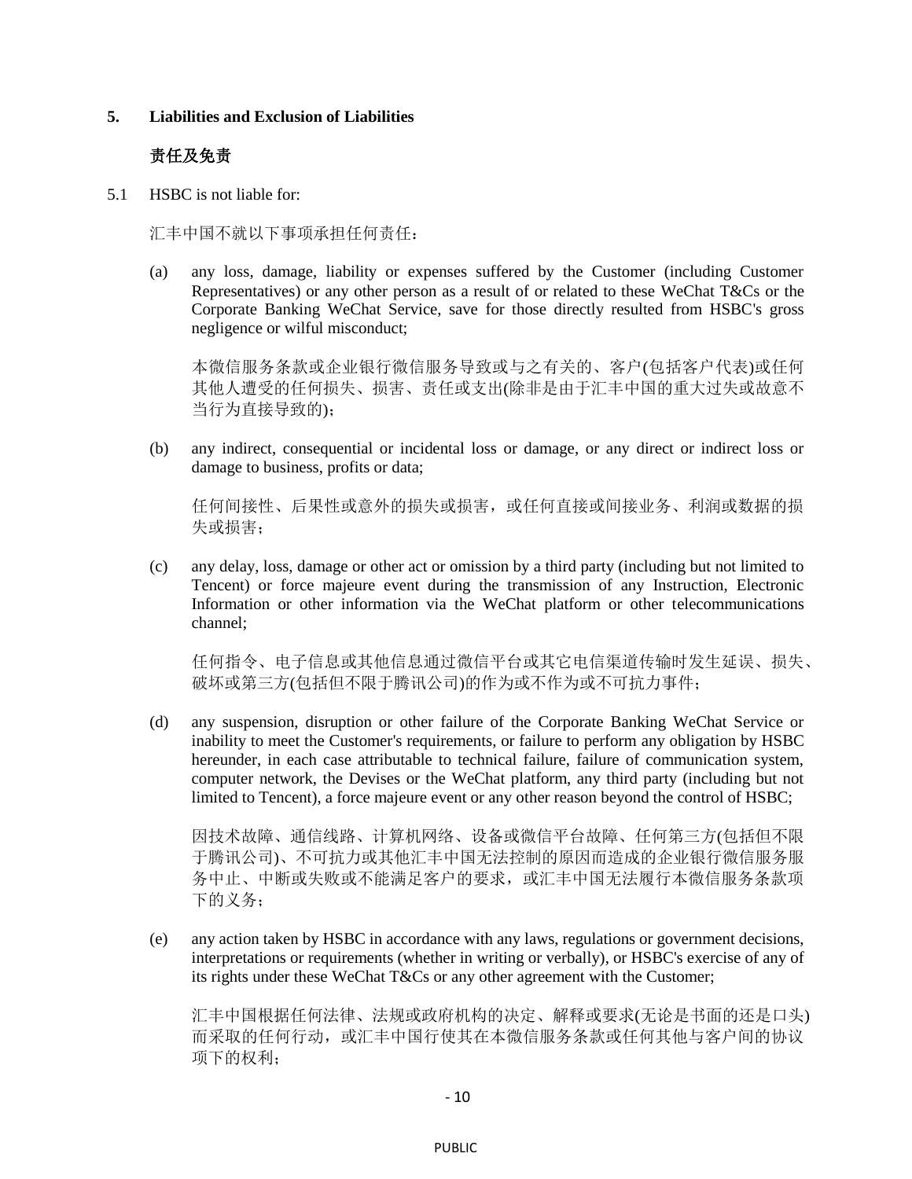## 5. Liabilities and Exclusion of Liabilities

## 责任及免责

5.1 HSBC is not liable for:

汇丰中国不就以下事项承担任何责任：

(a) any loss, damage, liability or expenses suffered by the Customer (including Customer Representatives) or any other person as a result of or related to these WeChat T&Cs or the Corporate Banking WeChat Service, save for those directly resulted from HSBC's gross negligence or wilful misconduct;

本微信服务条款或企业银行微信服务导致或与之有关的、客户(包括客户代表)或任何其他人遭受的任何损失、损害、责任或支出(除非是由于汇丰中国的重大过失或故意不当行为直接导致的)；

(b) any indirect, consequential or incidental loss or damage, or any direct or indirect loss or damage to business, profits or data;

任何间接性、后果性或意外的损失或损害，或任何直接或间接业务、利润或数据的损失或损害；

(c) any delay, loss, damage or other act or omission by a third party (including but not limited to Tencent) or force majeure event during the transmission of any Instruction, Electronic Information or other information via the WeChat platform or other telecommunications channel;

任何指令、电子信息或其他信息通过微信平台或其它电信渠道传输时发生延误、损失、破坏或第三方(包括但不限于腾讯公司)的作为或不作为或不可抗力事件；

(d) any suspension, disruption or other failure of the Corporate Banking WeChat Service or inability to meet the Customer's requirements, or failure to perform any obligation by HSBC hereunder, in each case attributable to technical failure, failure of communication system, computer network, the Devises or the WeChat platform, any third party (including but not limited to Tencent), a force majeure event or any other reason beyond the control of HSBC;

因技术故障、通信线路、计算机网络、设备或微信平台故障、任何第三方(包括但不限于腾讯公司)、不可抗力或其他汇丰中国无法控制的原因而造成的企业银行微信服务服务中止、中断或失败或不能满足客户的要求，或汇丰中国无法履行本微信服务条款项下的义务；

(e) any action taken by HSBC in accordance with any laws, regulations or government decisions, interpretations or requirements (whether in writing or verbally), or HSBC's exercise of any of its rights under these WeChat T&Cs or any other agreement with the Customer;

汇丰中国根据任何法律、法规或政府机构的决定、解释或要求(无论是书面的还是口头)而采取的任何行动，或汇丰中国行使其在本微信服务条款或任何其他与客户间的协议项下的权利；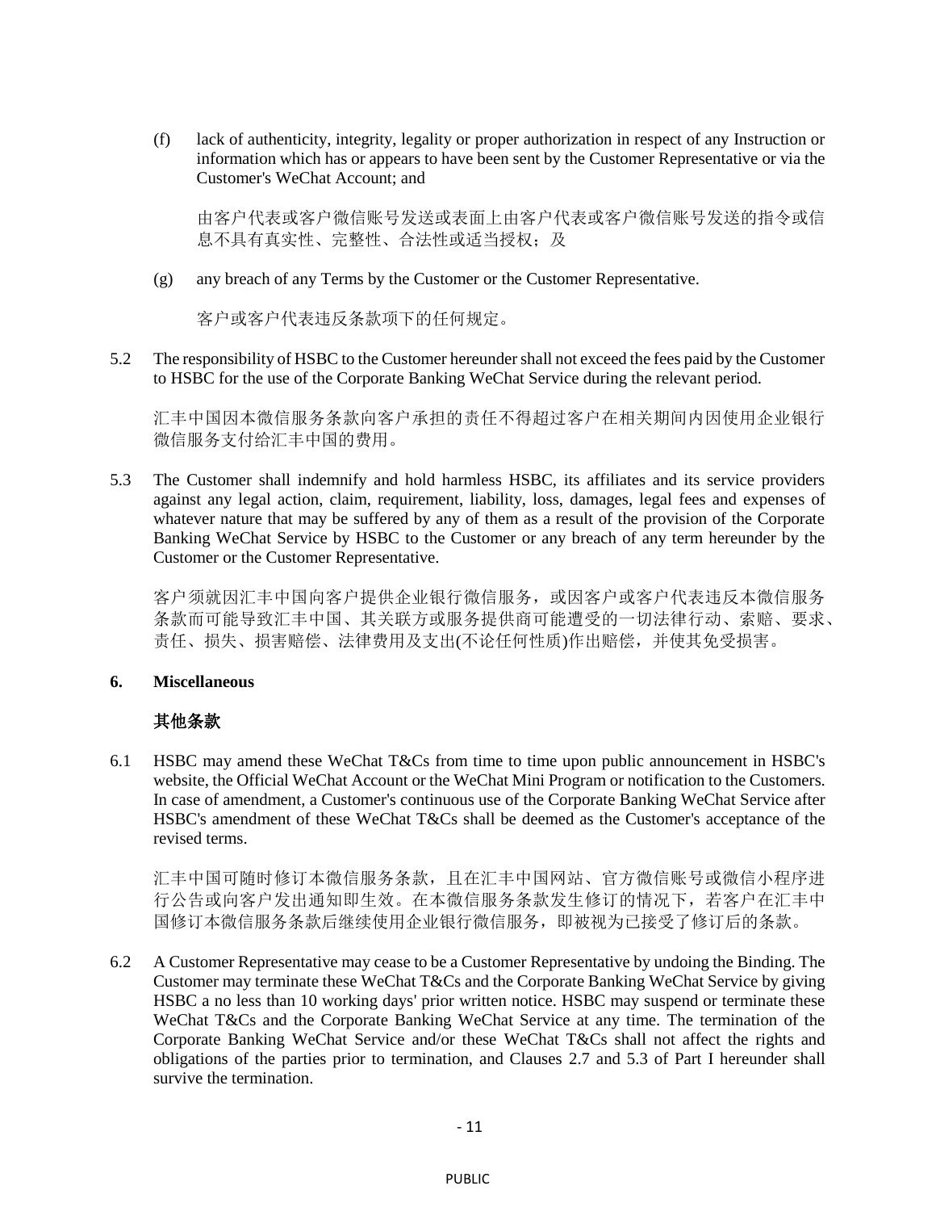(f) lack of authenticity, integrity, legality or proper authorization in respect of any Instruction or information which has or appears to have been sent by the Customer Representative or via the Customer's WeChat Account; and

由客户代表或客户微信账号发送或表面上由客户代表或客户微信账号发送的指令或信息不具有真实性、完整性、合法性或适当授权；及

(g) any breach of any Terms by the Customer or the Customer Representative.

客户或客户代表违反条款项下的任何规定。

5.2 The responsibility of HSBC to the Customer hereunder shall not exceed the fees paid by the Customer to HSBC for the use of the Corporate Banking WeChat Service during the relevant period.

汇丰中国因本微信服务条款向客户承担的责任不得超过客户在相关期间内因使用企业银行微信服务支付给汇丰中国的费用。

5.3 The Customer shall indemnify and hold harmless HSBC, its affiliates and its service providers against any legal action, claim, requirement, liability, loss, damages, legal fees and expenses of whatever nature that may be suffered by any of them as a result of the provision of the Corporate Banking WeChat Service by HSBC to the Customer or any breach of any term hereunder by the Customer or the Customer Representative.

客户须就因汇丰中国向客户提供企业银行微信服务，或因客户或客户代表违反本微信服务条款而可能导致汇丰中国、其关联方或服务提供商可能遭受的一切法律行动、索赔、要求、责任、损失、损害赔偿、法律费用及支出(不论任何性质)作出赔偿，并使其免受损害。

**6. Miscellaneous**

**其他条款**

6.1 HSBC may amend these WeChat T&Cs from time to time upon public announcement in HSBC's website, the Official WeChat Account or the WeChat Mini Program or notification to the Customers. In case of amendment, a Customer's continuous use of the Corporate Banking WeChat Service after HSBC's amendment of these WeChat T&Cs shall be deemed as the Customer's acceptance of the revised terms.

汇丰中国可随时修订本微信服务条款，且在汇丰中国网站、官方微信账号或微信小程序进行公告或向客户发出通知即生效。在本微信服务条款发生修订的情况下，若客户在汇丰中国修订本微信服务条款后继续使用企业银行微信服务，即被视为已接受了修订后的条款。

6.2 A Customer Representative may cease to be a Customer Representative by undoing the Binding. The Customer may terminate these WeChat T&Cs and the Corporate Banking WeChat Service by giving HSBC a no less than 10 working days' prior written notice. HSBC may suspend or terminate these WeChat T&Cs and the Corporate Banking WeChat Service at any time. The termination of the Corporate Banking WeChat Service and/or these WeChat T&Cs shall not affect the rights and obligations of the parties prior to termination, and Clauses 2.7 and 5.3 of Part I hereunder shall survive the termination.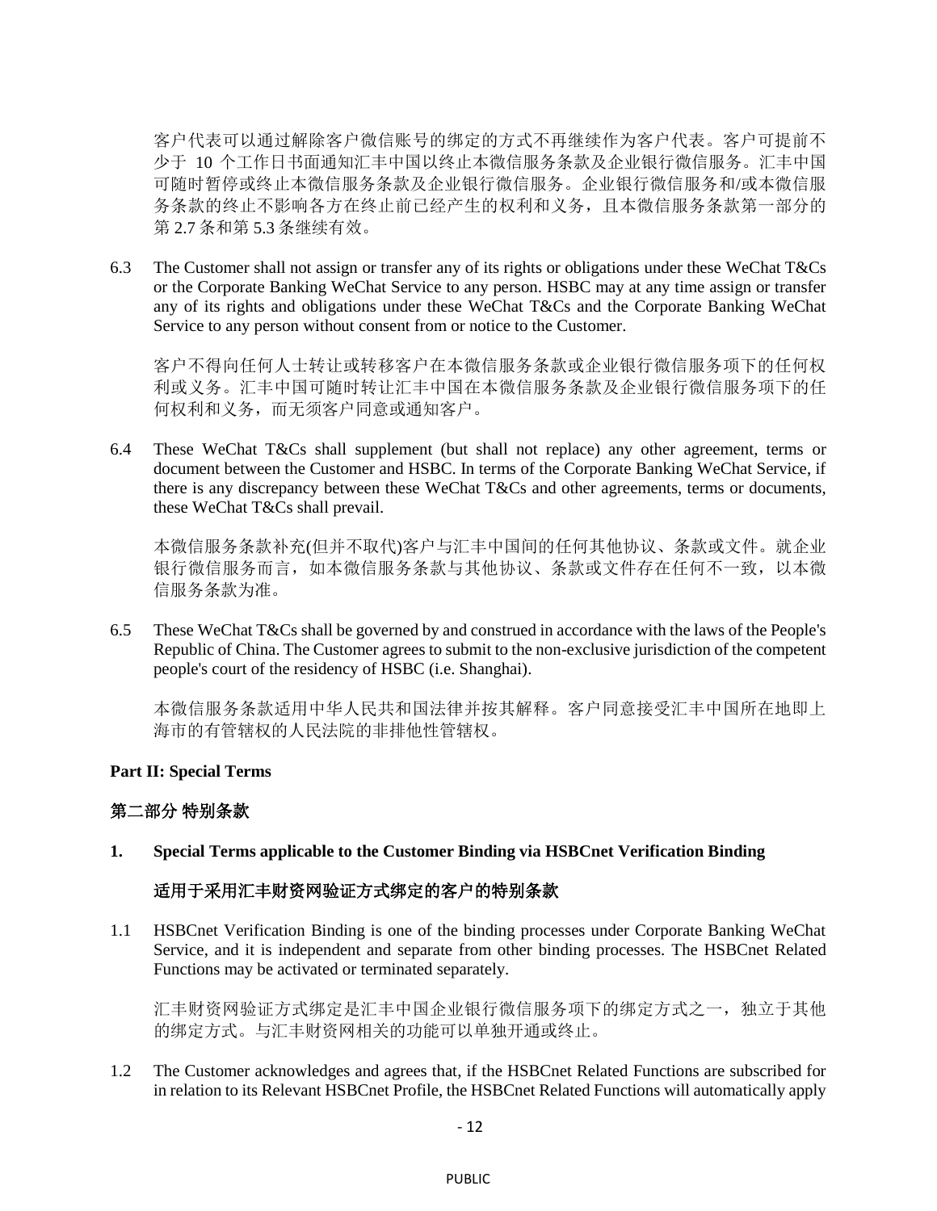客户代表可以通过解除客户微信账号的绑定的方式不再继续作为客户代表。客户可提前不少于 10 个工作日书面通知汇丰中国以终止本微信服务条款及企业银行微信服务。汇丰中国可随时暂停或终止本微信服务条款及企业银行微信服务。企业银行微信服务和/或本微信服务条款的终止不影响各方在终止前已经产生的权利和义务，且本微信服务条款第一部分的第 2.7 条和第 5.3 条继续有效。

6.3 The Customer shall not assign or transfer any of its rights or obligations under these WeChat T&Cs or the Corporate Banking WeChat Service to any person. HSBC may at any time assign or transfer any of its rights and obligations under these WeChat T&Cs and the Corporate Banking WeChat Service to any person without consent from or notice to the Customer.

客户不得向任何人士转让或转移客户在本微信服务条款或企业银行微信服务项下的任何权利或义务。汇丰中国可随时转让汇丰中国在本微信服务条款及企业银行微信服务项下的任何权利和义务，而无须客户同意或通知客户。

6.4 These WeChat T&Cs shall supplement (but shall not replace) any other agreement, terms or document between the Customer and HSBC. In terms of the Corporate Banking WeChat Service, if there is any discrepancy between these WeChat T&Cs and other agreements, terms or documents, these WeChat T&Cs shall prevail.

本微信服务条款补充(但并不取代)客户与汇丰中国间的任何其他协议、条款或文件。就企业银行微信服务而言，如本微信服务条款与其他协议、条款或文件存在任何不一致，以本微信服务条款为准。

6.5 These WeChat T&Cs shall be governed by and construed in accordance with the laws of the People's Republic of China. The Customer agrees to submit to the non-exclusive jurisdiction of the competent people's court of the residency of HSBC (i.e. Shanghai).

本微信服务条款适用中华人民共和国法律并按其解释。客户同意接受汇丰中国所在地即上海市的有管辖权的人民法院的非排他性管辖权。

## Part II: Special Terms

## 第二部分 特别条款

### 1. Special Terms applicable to the Customer Binding via HSBCnet Verification Binding

### 适用于采用汇丰财资网验证方式绑定的客户的特别条款

1.1 HSBCnet Verification Binding is one of the binding processes under Corporate Banking WeChat Service, and it is independent and separate from other binding processes. The HSBCnet Related Functions may be activated or terminated separately.

汇丰财资网验证方式绑定是汇丰中国企业银行微信服务项下的绑定方式之一，独立于其他的绑定方式。与汇丰财资网相关的功能可以单独开通或终止。

1.2 The Customer acknowledges and agrees that, if the HSBCnet Related Functions are subscribed for in relation to its Relevant HSBCnet Profile, the HSBCnet Related Functions will automatically apply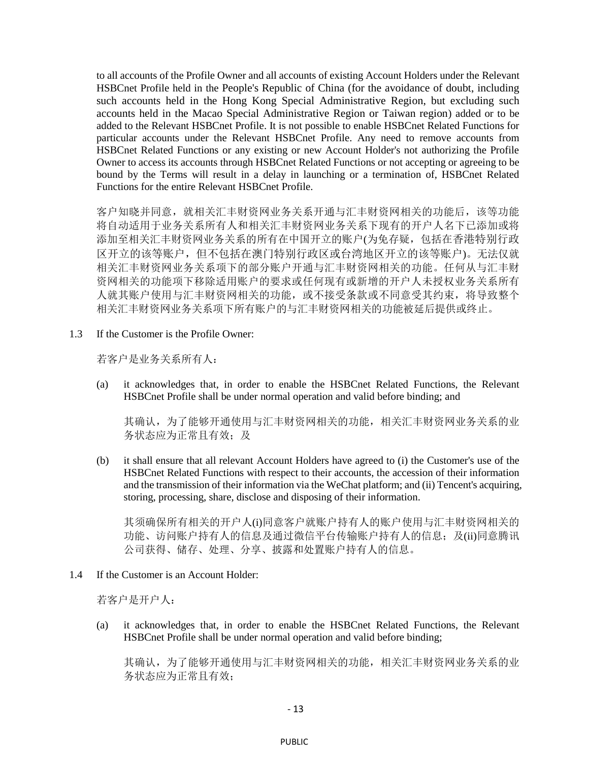to all accounts of the Profile Owner and all accounts of existing Account Holders under the Relevant HSBCnet Profile held in the People's Republic of China (for the avoidance of doubt, including such accounts held in the Hong Kong Special Administrative Region, but excluding such accounts held in the Macao Special Administrative Region or Taiwan region) added or to be added to the Relevant HSBCnet Profile. It is not possible to enable HSBCnet Related Functions for particular accounts under the Relevant HSBCnet Profile. Any need to remove accounts from HSBCnet Related Functions or any existing or new Account Holder's not authorizing the Profile Owner to access its accounts through HSBCnet Related Functions or not accepting or agreeing to be bound by the Terms will result in a delay in launching or a termination of, HSBCnet Related Functions for the entire Relevant HSBCnet Profile.

客户知晓并同意，就相关汇丰财资网业务关系开通与汇丰财资网相关的功能后，该等功能将自动适用于业务关系所有人和相关汇丰财资网业务关系下现有的开户人名下已添加或将添加至相关汇丰财资网业务关系的所有在中国开立的账户(为免存疑，包括在香港特别行政区开立的该等账户，但不包括在澳门特别行政区或台湾地区开立的该等账户)。无法仅就相关汇丰财资网业务关系项下的部分账户开通与汇丰财资网相关的功能。任何从与汇丰财资网相关的功能项下移除适用账户的要求或任何现有或新增的开户人未授权业务关系所有人就其账户使用与汇丰财资网相关的功能，或不接受条款或不同意受其约束，将导致整个相关汇丰财资网业务关系项下所有账户的与汇丰财资网相关的功能被延后提供或终止。

1.3 If the Customer is the Profile Owner:

若客户是业务关系所有人：

(a) it acknowledges that, in order to enable the HSBCnet Related Functions, the Relevant HSBCnet Profile shall be under normal operation and valid before binding; and

其确认，为了能够开通使用与汇丰财资网相关的功能，相关汇丰财资网业务关系的业务状态应为正常且有效；及

(b) it shall ensure that all relevant Account Holders have agreed to (i) the Customer's use of the HSBCnet Related Functions with respect to their accounts, the accession of their information and the transmission of their information via the WeChat platform; and (ii) Tencent's acquiring, storing, processing, share, disclose and disposing of their information.

其须确保所有相关的开户人(i)同意客户就账户持有人的账户使用与汇丰财资网相关的功能、访问账户持有人的信息及通过微信平台传输账户持有人的信息；及(ii)同意腾讯公司获得、储存、处理、分享、披露和处置账户持有人的信息。

1.4 If the Customer is an Account Holder:

若客户是开户人：

(a) it acknowledges that, in order to enable the HSBCnet Related Functions, the Relevant HSBCnet Profile shall be under normal operation and valid before binding;

其确认，为了能够开通使用与汇丰财资网相关的功能，相关汇丰财资网业务关系的业务状态应为正常且有效；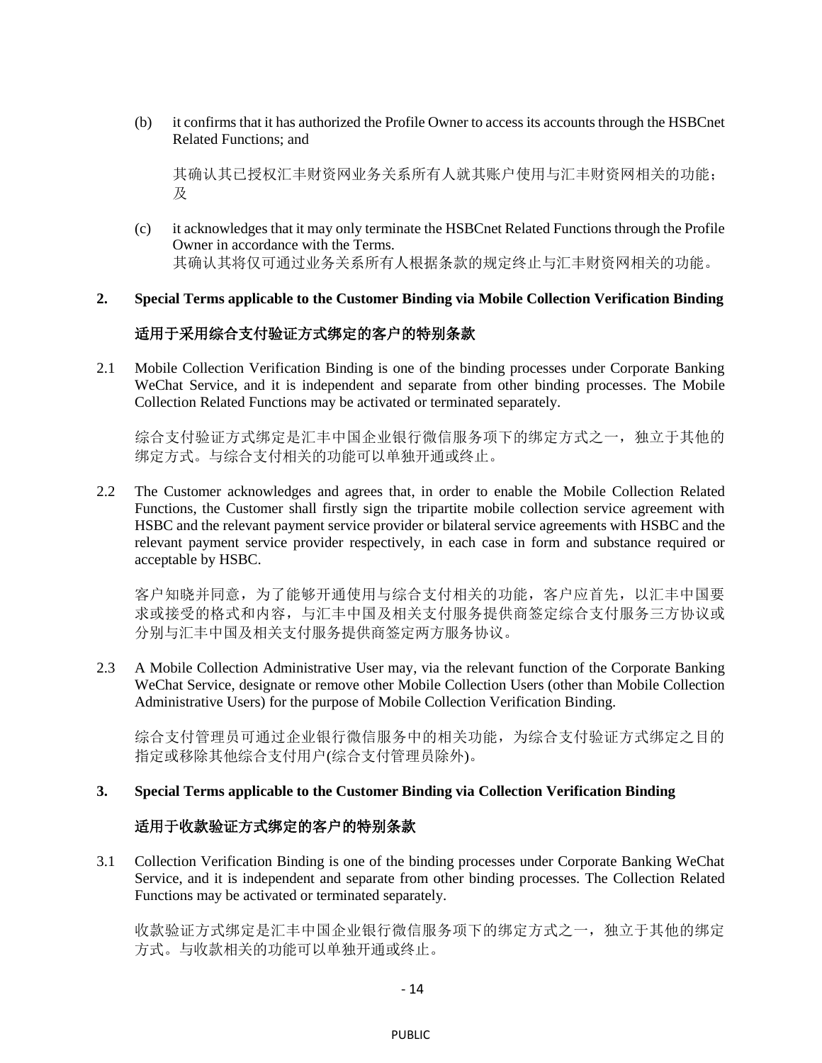(b) it confirms that it has authorized the Profile Owner to access its accounts through the HSBCnet Related Functions; and

其确认其已授权汇丰财资网业务关系所有人就其账户使用与汇丰财资网相关的功能；及

(c) it acknowledges that it may only terminate the HSBCnet Related Functions through the Profile Owner in accordance with the Terms.
其确认其将仅可通过业务关系所有人根据条款的规定终止与汇丰财资网相关的功能。

## 2. Special Terms applicable to the Customer Binding via Mobile Collection Verification Binding

## 适用于采用综合支付验证方式绑定的客户的特别条款

2.1 Mobile Collection Verification Binding is one of the binding processes under Corporate Banking WeChat Service, and it is independent and separate from other binding processes. The Mobile Collection Related Functions may be activated or terminated separately.

综合支付验证方式绑定是汇丰中国企业银行微信服务项下的绑定方式之一，独立于其他的绑定方式。与综合支付相关的功能可以单独开通或终止。

2.2 The Customer acknowledges and agrees that, in order to enable the Mobile Collection Related Functions, the Customer shall firstly sign the tripartite mobile collection service agreement with HSBC and the relevant payment service provider or bilateral service agreements with HSBC and the relevant payment service provider respectively, in each case in form and substance required or acceptable by HSBC.

客户知晓并同意，为了能够开通使用与综合支付相关的功能，客户应首先，以汇丰中国要求或接受的格式和内容，与汇丰中国及相关支付服务提供商签定综合支付服务三方协议或分别与汇丰中国及相关支付服务提供商签定两方服务协议。

2.3 A Mobile Collection Administrative User may, via the relevant function of the Corporate Banking WeChat Service, designate or remove other Mobile Collection Users (other than Mobile Collection Administrative Users) for the purpose of Mobile Collection Verification Binding.

综合支付管理员可通过企业银行微信服务中的相关功能，为综合支付验证方式绑定之目的指定或移除其他综合支付用户(综合支付管理员除外)。

## 3. Special Terms applicable to the Customer Binding via Collection Verification Binding

## 适用于收款验证方式绑定的客户的特别条款

3.1 Collection Verification Binding is one of the binding processes under Corporate Banking WeChat Service, and it is independent and separate from other binding processes. The Collection Related Functions may be activated or terminated separately.

收款验证方式绑定是汇丰中国企业银行微信服务项下的绑定方式之一，独立于其他的绑定方式。与收款相关的功能可以单独开通或终止。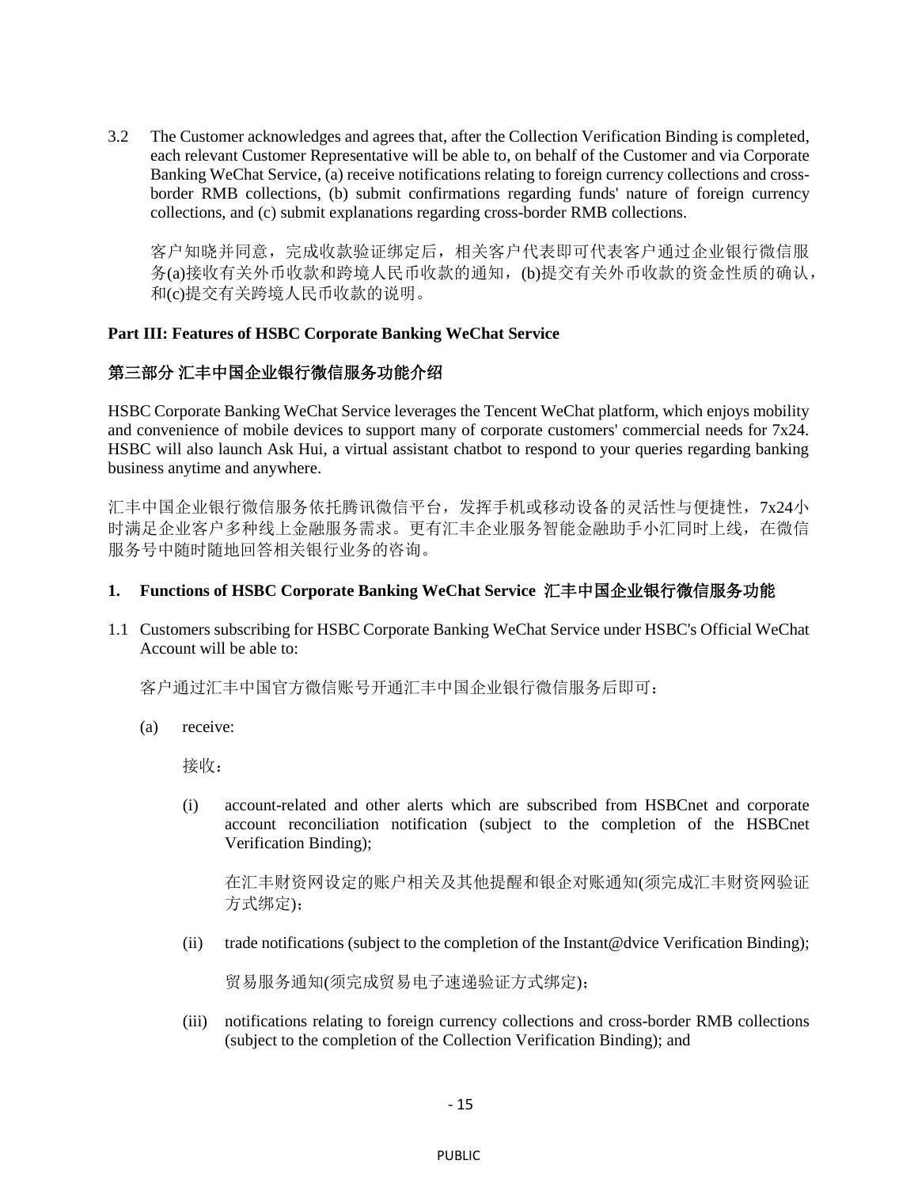3.2 The Customer acknowledges and agrees that, after the Collection Verification Binding is completed, each relevant Customer Representative will be able to, on behalf of the Customer and via Corporate Banking WeChat Service, (a) receive notifications relating to foreign currency collections and cross-border RMB collections, (b) submit confirmations regarding funds' nature of foreign currency collections, and (c) submit explanations regarding cross-border RMB collections.

客户知晓并同意，完成收款验证绑定后，相关客户代表即可代表客户通过企业银行微信服务(a)接收有关外币收款和跨境人民币收款的通知，(b)提交有关外币收款的资金性质的确认，和(c)提交有关跨境人民币收款的说明。

**Part III: Features of HSBC Corporate Banking WeChat Service**

**第三部分 汇丰中国企业银行微信服务功能介绍**

HSBC Corporate Banking WeChat Service leverages the Tencent WeChat platform, which enjoys mobility and convenience of mobile devices to support many of corporate customers' commercial needs for 7x24. HSBC will also launch Ask Hui, a virtual assistant chatbot to respond to your queries regarding banking business anytime and anywhere.

汇丰中国企业银行微信服务依托腾讯微信平台，发挥手机或移动设备的灵活性与便捷性，7x24小时满足企业客户多种线上金融服务需求。更有汇丰企业服务智能金融助手小汇同时上线，在微信服务号中随时随地回答相关银行业务的咨询。

**1. Functions of HSBC Corporate Banking WeChat Service 汇丰中国企业银行微信服务功能**

1.1 Customers subscribing for HSBC Corporate Banking WeChat Service under HSBC's Official WeChat Account will be able to:

客户通过汇丰中国官方微信账号开通汇丰中国企业银行微信服务后即可：

(a) receive:

接收：

(i) account-related and other alerts which are subscribed from HSBCnet and corporate account reconciliation notification (subject to the completion of the HSBCnet Verification Binding);

在汇丰财资网设定的账户相关及其他提醒和银企对账通知(须完成汇丰财资网验证方式绑定)；

(ii) trade notifications (subject to the completion of the Instant@dvice Verification Binding);

贸易服务通知(须完成贸易电子速递验证方式绑定)；

(iii) notifications relating to foreign currency collections and cross-border RMB collections (subject to the completion of the Collection Verification Binding); and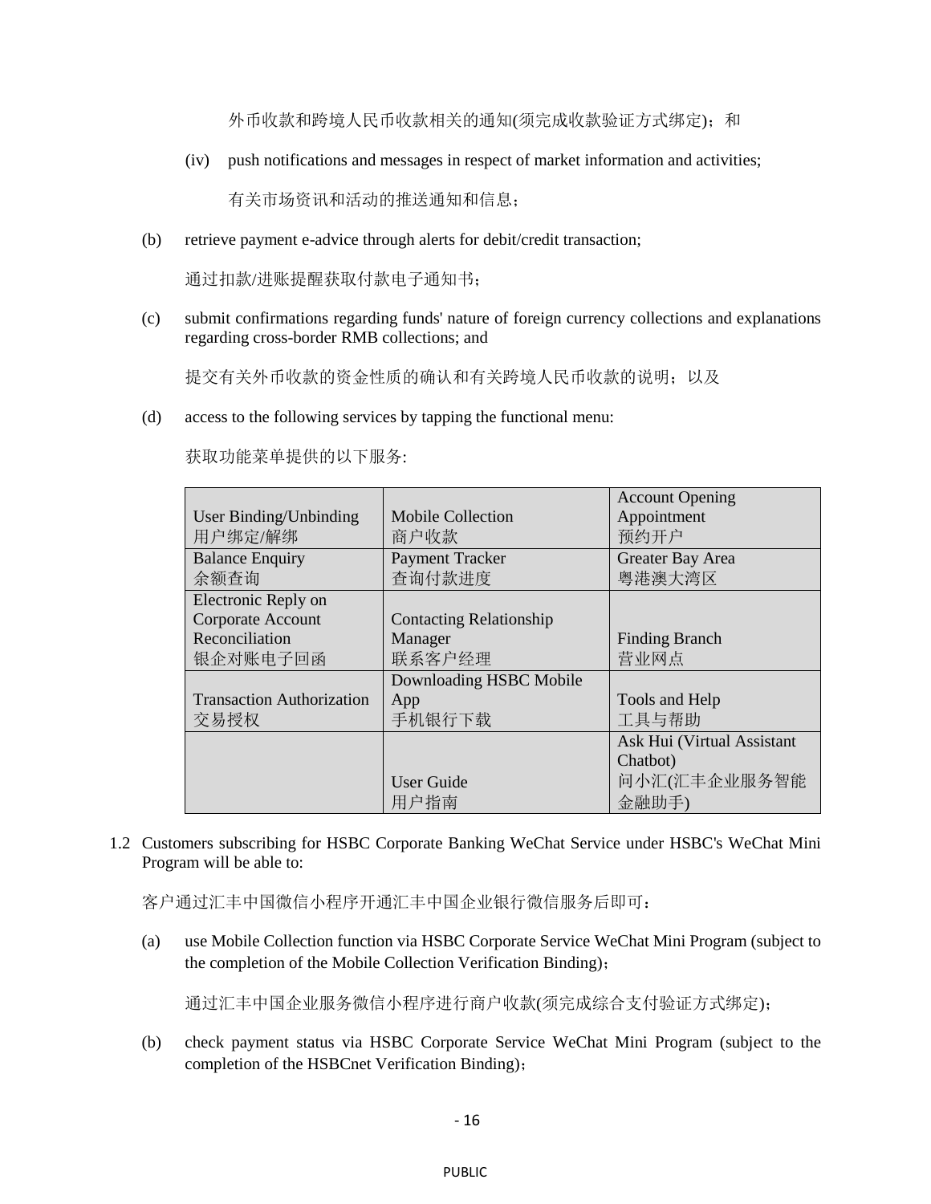外币收款和跨境人民币收款相关的通知(须完成收款验证方式绑定)；和

(iv) push notifications and messages in respect of market information and activities;

有关市场资讯和活动的推送通知和信息；

(b) retrieve payment e-advice through alerts for debit/credit transaction;

通过扣款/进账提醒获取付款电子通知书；

(c) submit confirmations regarding funds' nature of foreign currency collections and explanations regarding cross-border RMB collections; and

提交有关外币收款的资金性质的确认和有关跨境人民币收款的说明；以及

(d) access to the following services by tapping the functional menu:

获取功能菜单提供的以下服务:

| User Binding/Unbinding 用户绑定/解绑 | Mobile Collection 商户收款 | Account Opening Appointment 预约开户 |
|---|---|---|
| Balance Enquiry 余额查询 | Payment Tracker 查询付款进度 | Greater Bay Area 粤港澳大湾区 |
| Electronic Reply on Corporate Account Reconciliation 银企对账电子回函 | Contacting Relationship Manager 联系客户经理 | Finding Branch 营业网点 |
| Transaction Authorization 交易授权 | Downloading HSBC Mobile App 手机银行下载 | Tools and Help 工具与帮助 |
| | User Guide 用户指南 | Ask Hui (Virtual Assistant Chatbot) 问小汇(汇丰企业服务智能金融助手) |

1.2 Customers subscribing for HSBC Corporate Banking WeChat Service under HSBC's WeChat Mini Program will be able to:

客户通过汇丰中国微信小程序开通汇丰中国企业银行微信服务后即可：

(a) use Mobile Collection function via HSBC Corporate Service WeChat Mini Program (subject to the completion of the Mobile Collection Verification Binding)；

通过汇丰中国企业服务微信小程序进行商户收款(须完成综合支付验证方式绑定)；

(b) check payment status via HSBC Corporate Service WeChat Mini Program (subject to the completion of the HSBCnet Verification Binding)；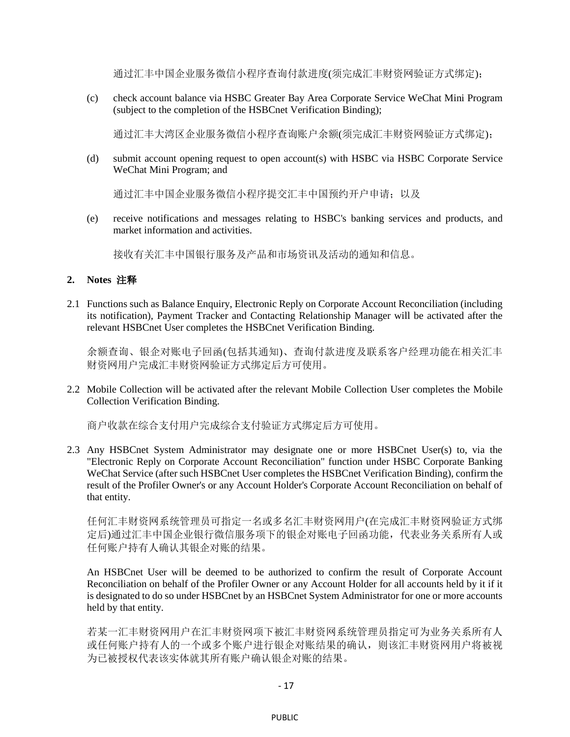通过汇丰中国企业服务微信小程序查询付款进度(须完成汇丰财资网验证方式绑定)；

(c) check account balance via HSBC Greater Bay Area Corporate Service WeChat Mini Program (subject to the completion of the HSBCnet Verification Binding);

通过汇丰大湾区企业服务微信小程序查询账户余额(须完成汇丰财资网验证方式绑定)；

(d) submit account opening request to open account(s) with HSBC via HSBC Corporate Service WeChat Mini Program; and

通过汇丰中国企业服务微信小程序提交汇丰中国预约开户申请；以及

(e) receive notifications and messages relating to HSBC's banking services and products, and market information and activities.

接收有关汇丰中国银行服务及产品和市场资讯及活动的通知和信息。

## 2. Notes 注释

2.1 Functions such as Balance Enquiry, Electronic Reply on Corporate Account Reconciliation (including its notification), Payment Tracker and Contacting Relationship Manager will be activated after the relevant HSBCnet User completes the HSBCnet Verification Binding.

余额查询、银企对账电子回函(包括其通知)、查询付款进度及联系客户经理功能在相关汇丰财资网用户完成汇丰财资网验证方式绑定后方可使用。

2.2 Mobile Collection will be activated after the relevant Mobile Collection User completes the Mobile Collection Verification Binding.

商户收款在综合支付用户完成综合支付验证方式绑定后方可使用。

2.3 Any HSBCnet System Administrator may designate one or more HSBCnet User(s) to, via the "Electronic Reply on Corporate Account Reconciliation" function under HSBC Corporate Banking WeChat Service (after such HSBCnet User completes the HSBCnet Verification Binding), confirm the result of the Profiler Owner's or any Account Holder's Corporate Account Reconciliation on behalf of that entity.

任何汇丰财资网系统管理员可指定一名或多名汇丰财资网用户(在完成汇丰财资网验证方式绑定后)通过汇丰中国企业银行微信服务项下的银企对账电子回函功能，代表业务关系所有人或任何账户持有人确认其银企对账的结果。

An HSBCnet User will be deemed to be authorized to confirm the result of Corporate Account Reconciliation on behalf of the Profiler Owner or any Account Holder for all accounts held by it if it is designated to do so under HSBCnet by an HSBCnet System Administrator for one or more accounts held by that entity.

若某一汇丰财资网用户在汇丰财资网项下被汇丰财资网系统管理员指定可为业务关系所有人或任何账户持有人的一个或多个账户进行银企对账结果的确认，则该汇丰财资网用户将被视为已被授权代表该实体就其所有账户确认银企对账的结果。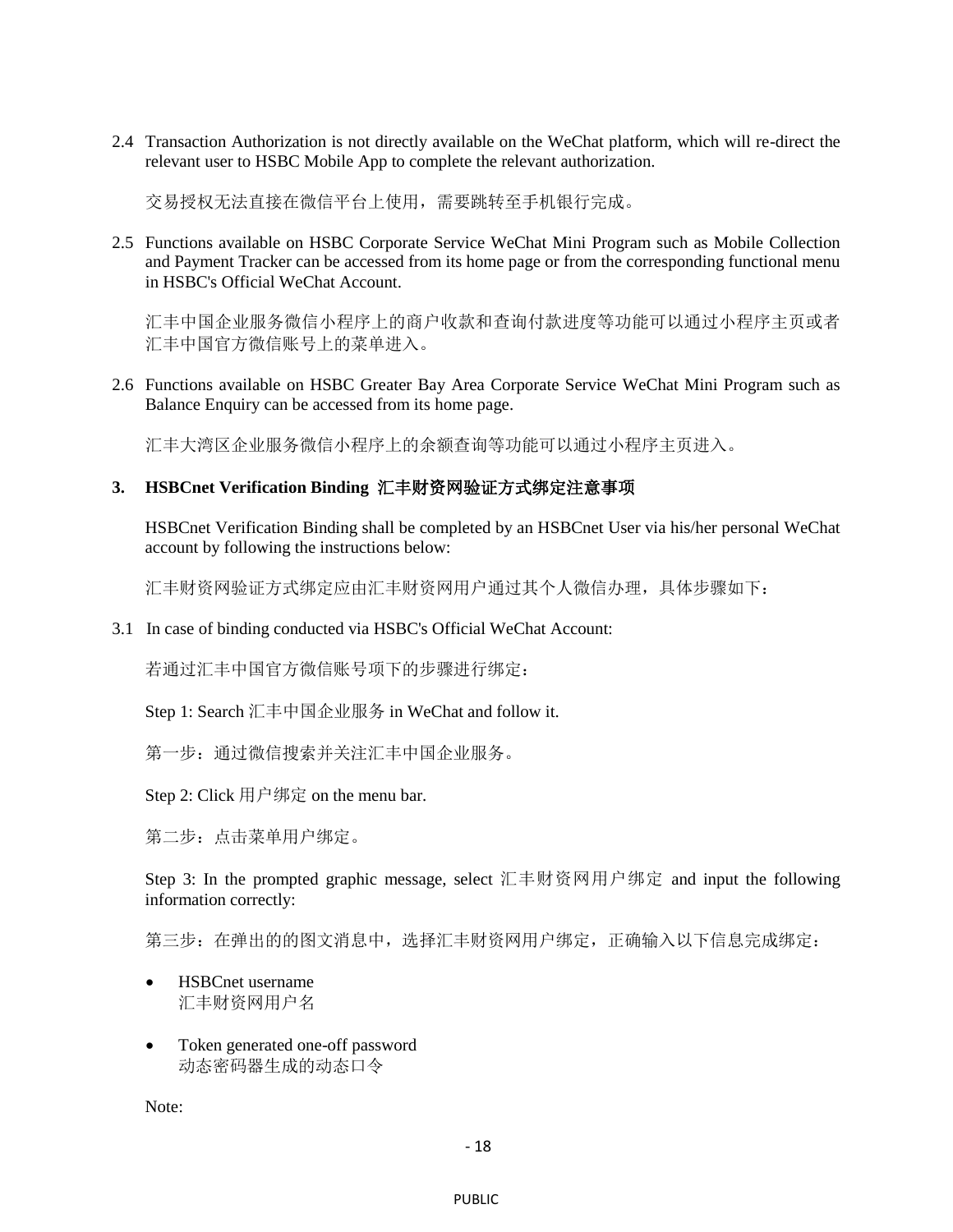2.4 Transaction Authorization is not directly available on the WeChat platform, which will re-direct the relevant user to HSBC Mobile App to complete the relevant authorization.

交易授权无法直接在微信平台上使用，需要跳转至手机银行完成。

2.5 Functions available on HSBC Corporate Service WeChat Mini Program such as Mobile Collection and Payment Tracker can be accessed from its home page or from the corresponding functional menu in HSBC's Official WeChat Account.

汇丰中国企业服务微信小程序上的商户收款和查询付款进度等功能可以通过小程序主页或者汇丰中国官方微信账号上的菜单进入。

2.6 Functions available on HSBC Greater Bay Area Corporate Service WeChat Mini Program such as Balance Enquiry can be accessed from its home page.

汇丰大湾区企业服务微信小程序上的余额查询等功能可以通过小程序主页进入。

**3. HSBCnet Verification Binding 汇丰财资网验证方式绑定注意事项**

HSBCnet Verification Binding shall be completed by an HSBCnet User via his/her personal WeChat account by following the instructions below:

汇丰财资网验证方式绑定应由汇丰财资网用户通过其个人微信办理，具体步骤如下：

3.1 In case of binding conducted via HSBC's Official WeChat Account:

若通过汇丰中国官方微信账号项下的步骤进行绑定：

Step 1: Search 汇丰中国企业服务 in WeChat and follow it.

第一步：通过微信搜索并关注汇丰中国企业服务。

Step 2: Click 用户绑定 on the menu bar.

第二步：点击菜单用户绑定。

Step 3: In the prompted graphic message, select 汇丰财资网用户绑定 and input the following information correctly:

第三步：在弹出的的图文消息中，选择汇丰财资网用户绑定，正确输入以下信息完成绑定：

- HSBCnet username
  汇丰财资网用户名
- Token generated one-off password
  动态密码器生成的动态口令

Note: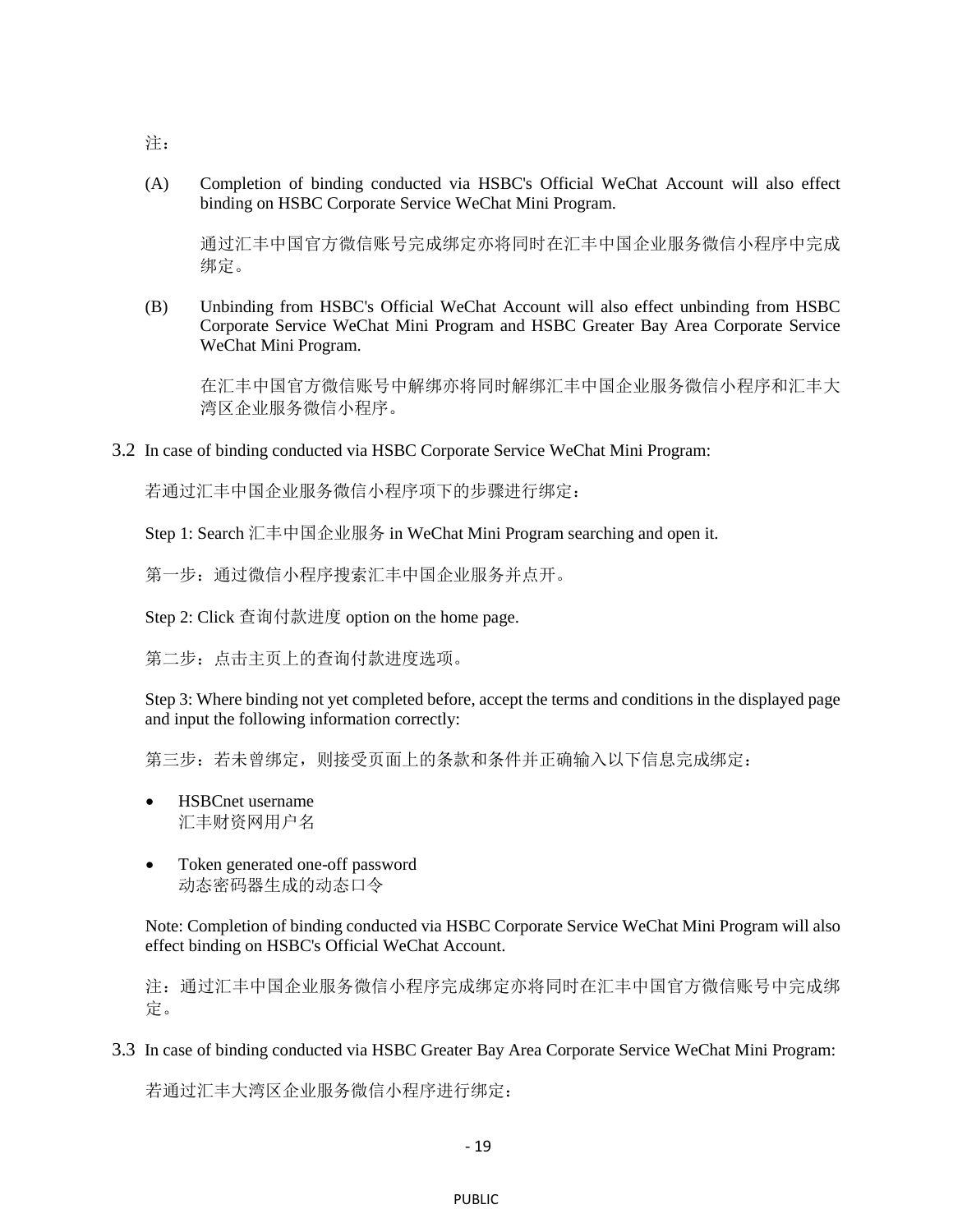注：

(A) Completion of binding conducted via HSBC's Official WeChat Account will also effect binding on HSBC Corporate Service WeChat Mini Program.

通过汇丰中国官方微信账号完成绑定亦将同时在汇丰中国企业服务微信小程序中完成绑定。

(B) Unbinding from HSBC's Official WeChat Account will also effect unbinding from HSBC Corporate Service WeChat Mini Program and HSBC Greater Bay Area Corporate Service WeChat Mini Program.

在汇丰中国官方微信账号中解绑亦将同时解绑汇丰中国企业服务微信小程序和汇丰大湾区企业服务微信小程序。

3.2 In case of binding conducted via HSBC Corporate Service WeChat Mini Program:

若通过汇丰中国企业服务微信小程序项下的步骤进行绑定：

Step 1: Search 汇丰中国企业服务 in WeChat Mini Program searching and open it.

第一步：通过微信小程序搜索汇丰中国企业服务并点开。

Step 2: Click 查询付款进度 option on the home page.

第二步：点击主页上的查询付款进度选项。

Step 3: Where binding not yet completed before, accept the terms and conditions in the displayed page and input the following information correctly:

第三步：若未曾绑定，则接受页面上的条款和条件并正确输入以下信息完成绑定：

- HSBCnet username
  汇丰财资网用户名
- Token generated one-off password
  动态密码器生成的动态口令

Note: Completion of binding conducted via HSBC Corporate Service WeChat Mini Program will also effect binding on HSBC's Official WeChat Account.

注：通过汇丰中国企业服务微信小程序完成绑定亦将同时在汇丰中国官方微信账号中完成绑定。

3.3 In case of binding conducted via HSBC Greater Bay Area Corporate Service WeChat Mini Program:

若通过汇丰大湾区企业服务微信小程序进行绑定：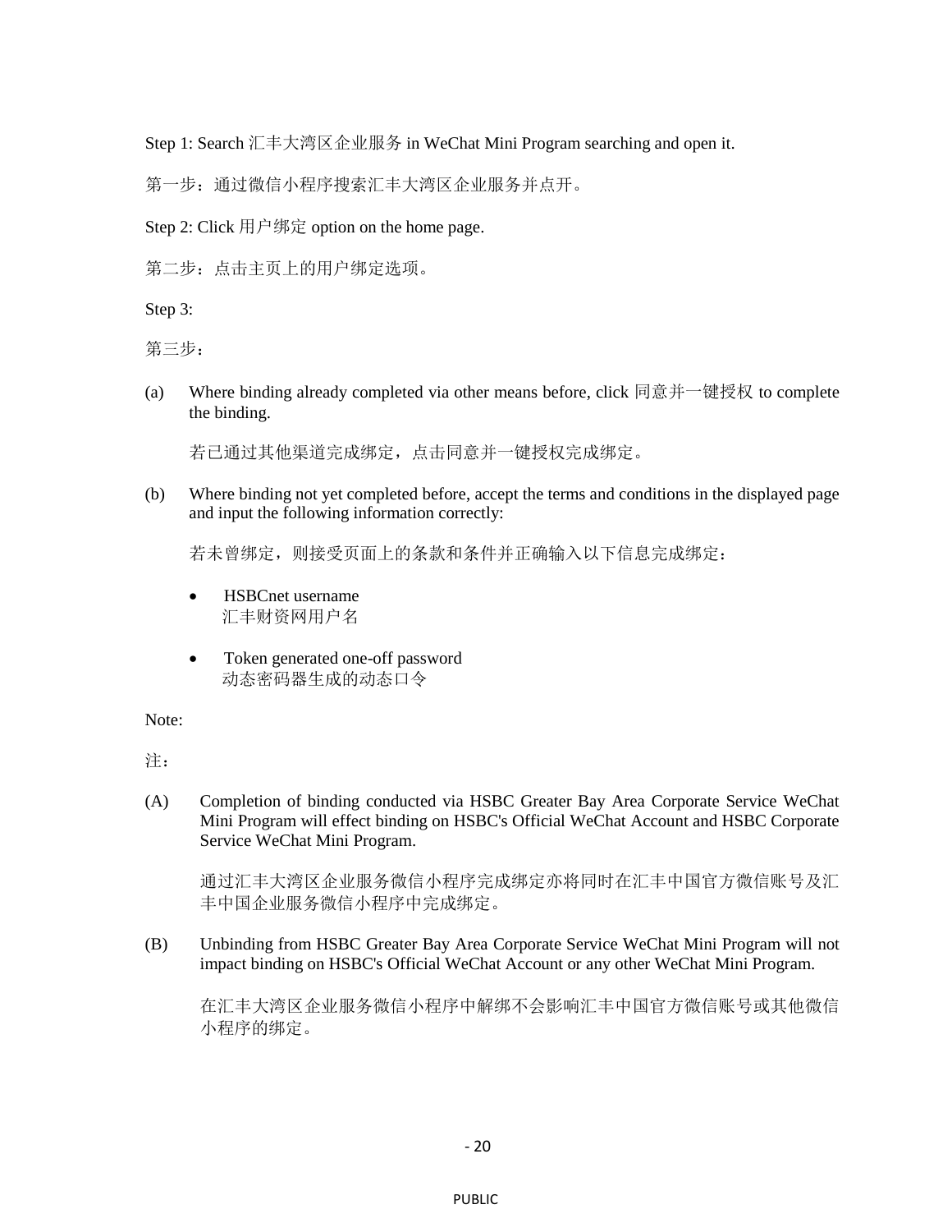Step 1: Search 汇丰大湾区企业服务 in WeChat Mini Program searching and open it.

第一步：通过微信小程序搜索汇丰大湾区企业服务并点开。

Step 2: Click 用户绑定 option on the home page.

第二步：点击主页上的用户绑定选项。

Step 3:

第三步：

(a) Where binding already completed via other means before, click 同意并一键授权 to complete the binding.

若已通过其他渠道完成绑定，点击同意并一键授权完成绑定。

(b) Where binding not yet completed before, accept the terms and conditions in the displayed page and input the following information correctly:

若未曾绑定，则接受页面上的条款和条件并正确输入以下信息完成绑定：

- HSBCnet username
  汇丰财资网用户名

- Token generated one-off password
  动态密码器生成的动态口令

Note:

注：

(A) Completion of binding conducted via HSBC Greater Bay Area Corporate Service WeChat Mini Program will effect binding on HSBC's Official WeChat Account and HSBC Corporate Service WeChat Mini Program.

通过汇丰大湾区企业服务微信小程序完成绑定亦将同时在汇丰中国官方微信账号及汇丰中国企业服务微信小程序中完成绑定。

(B) Unbinding from HSBC Greater Bay Area Corporate Service WeChat Mini Program will not impact binding on HSBC's Official WeChat Account or any other WeChat Mini Program.

在汇丰大湾区企业服务微信小程序中解绑不会影响汇丰中国官方微信账号或其他微信小程序的绑定。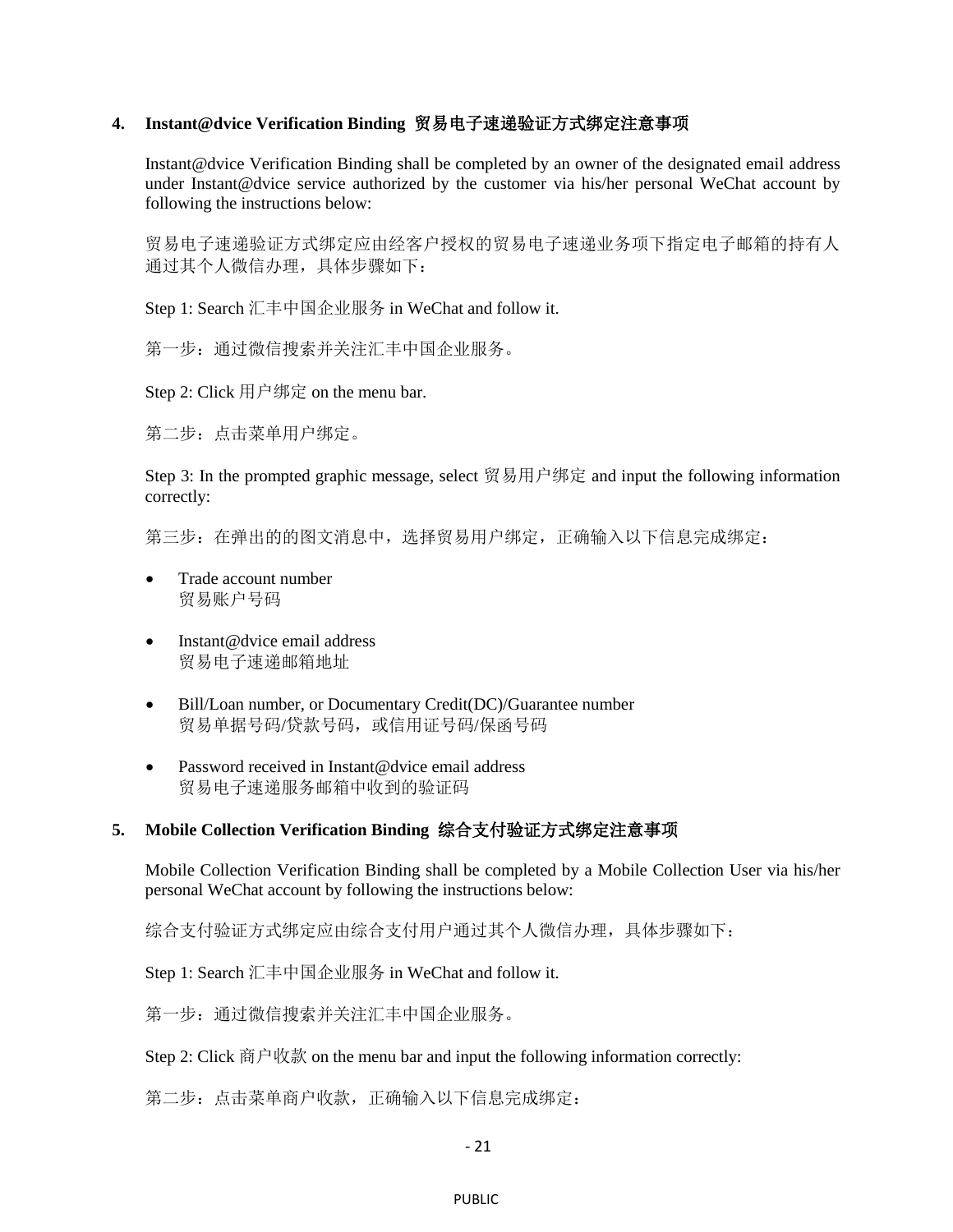## 4. Instant@dvice Verification Binding 贸易电子速递验证方式绑定注意事项

Instant@dvice Verification Binding shall be completed by an owner of the designated email address under Instant@dvice service authorized by the customer via his/her personal WeChat account by following the instructions below:

贸易电子速递验证方式绑定应由经客户授权的贸易电子速递业务项下指定电子邮箱的持有人通过其个人微信办理，具体步骤如下：

Step 1: Search 汇丰中国企业服务 in WeChat and follow it.

第一步：通过微信搜索并关注汇丰中国企业服务。

Step 2: Click 用户绑定 on the menu bar.

第二步：点击菜单用户绑定。

Step 3: In the prompted graphic message, select 贸易用户绑定 and input the following information correctly:

第三步：在弹出的的图文消息中，选择贸易用户绑定，正确输入以下信息完成绑定：

- Trade account number
  贸易账户号码
- Instant@dvice email address
  贸易电子速递邮箱地址
- Bill/Loan number, or Documentary Credit(DC)/Guarantee number
  贸易单据号码/贷款号码，或信用证号码/保函号码
- Password received in Instant@dvice email address
  贸易电子速递服务邮箱中收到的验证码

## 5. Mobile Collection Verification Binding 综合支付验证方式绑定注意事项

Mobile Collection Verification Binding shall be completed by a Mobile Collection User via his/her personal WeChat account by following the instructions below:

综合支付验证方式绑定应由综合支付用户通过其个人微信办理，具体步骤如下：

Step 1: Search 汇丰中国企业服务 in WeChat and follow it.

第一步：通过微信搜索并关注汇丰中国企业服务。

Step 2: Click 商户收款 on the menu bar and input the following information correctly:

第二步：点击菜单商户收款，正确输入以下信息完成绑定：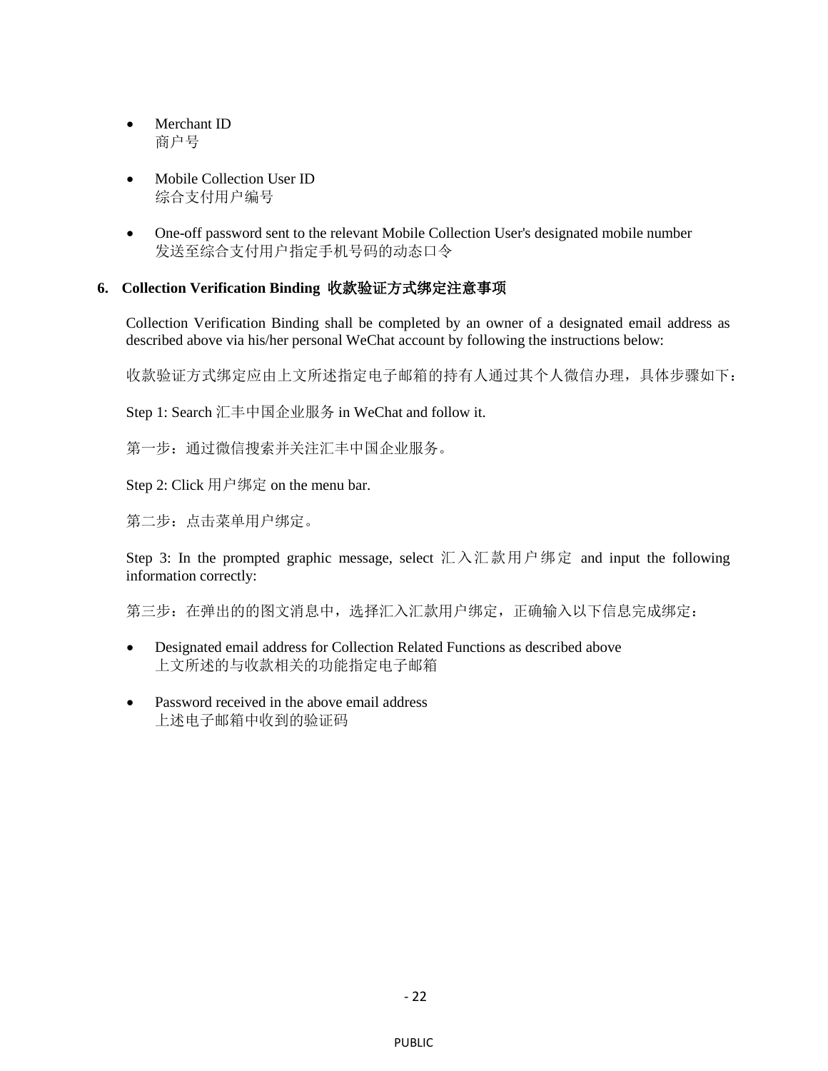- Merchant ID
  商户号

- Mobile Collection User ID
  综合支付用户编号

- One-off password sent to the relevant Mobile Collection User's designated mobile number
  发送至综合支付用户指定手机号码的动态口令

## 6. Collection Verification Binding 收款验证方式绑定注意事项

Collection Verification Binding shall be completed by an owner of a designated email address as described above via his/her personal WeChat account by following the instructions below:

收款验证方式绑定应由上文所述指定电子邮箱的持有人通过其个人微信办理，具体步骤如下：

Step 1: Search 汇丰中国企业服务 in WeChat and follow it.

第一步：通过微信搜索并关注汇丰中国企业服务。

Step 2: Click 用户绑定 on the menu bar.

第二步：点击菜单用户绑定。

Step 3: In the prompted graphic message, select 汇入汇款用户绑定 and input the following information correctly:

第三步：在弹出的的图文消息中，选择汇入汇款用户绑定，正确输入以下信息完成绑定：

- Designated email address for Collection Related Functions as described above
  上文所述的与收款相关的功能指定电子邮箱

- Password received in the above email address
  上述电子邮箱中收到的验证码